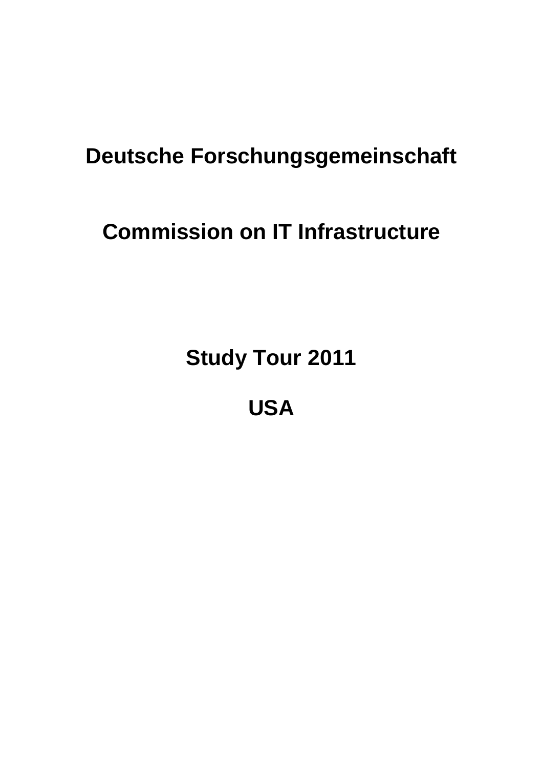# Deutsche Forschungsgemeinschaft

# Commission on IT Infrastructure

## Study Tour 2011

## USA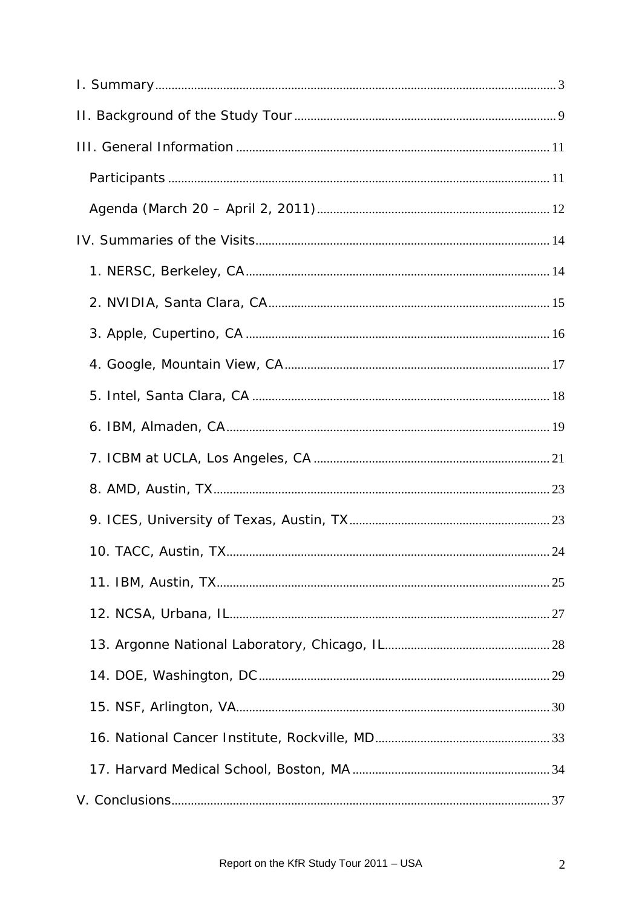I. Summary .......... 3

II. Background of the Study Tour .......... 9

III. General Information .......... 11

- Participants .......... 11
- Agenda (March 20 – April 2, 2011) .......... 12

IV. Summaries of the Visits .......... 14

1. NERSC, Berkeley, CA .......... 14
2. NVIDIA, Santa Clara, CA .......... 15
3. Apple, Cupertino, CA .......... 16
4. Google, Mountain View, CA .......... 17
5. Intel, Santa Clara, CA .......... 18
6. IBM, Almaden, CA .......... 19
7. ICBM at UCLA, Los Angeles, CA .......... 21
8. AMD, Austin, TX .......... 23
9. ICES, University of Texas, Austin, TX .......... 23
10. TACC, Austin, TX .......... 24
11. IBM, Austin, TX .......... 25
12. NCSA, Urbana, IL .......... 27
13. Argonne National Laboratory, Chicago, IL .......... 28
14. DOE, Washington, DC .......... 29
15. NSF, Arlington, VA .......... 30
16. National Cancer Institute, Rockville, MD .......... 33
17. Harvard Medical School, Boston, MA .......... 34

V. Conclusions .......... 37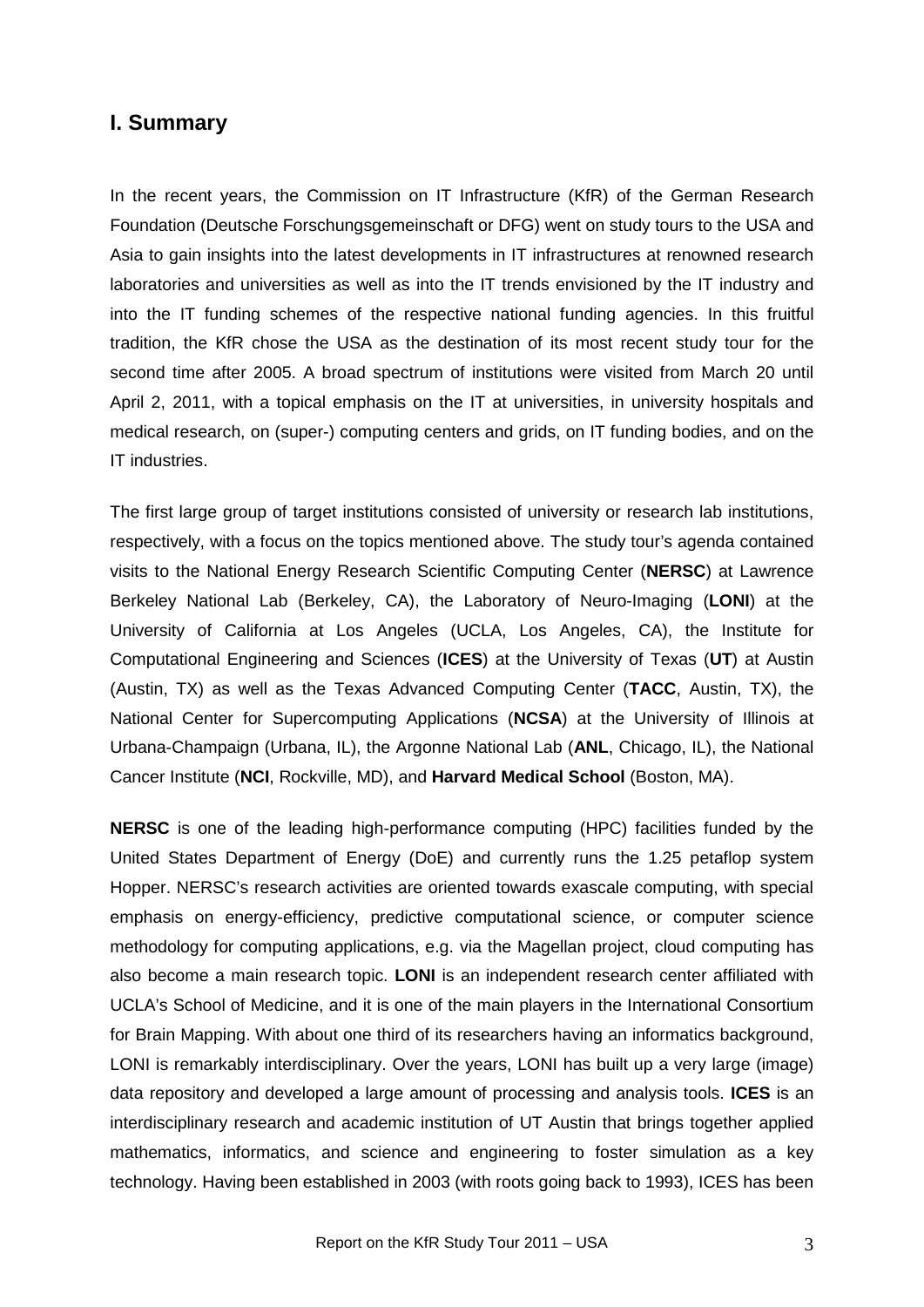## I. Summary

In the recent years, the Commission on IT Infrastructure (KfR) of the German Research Foundation (Deutsche Forschungsgemeinschaft or DFG) went on study tours to the USA and Asia to gain insights into the latest developments in IT infrastructures at renowned research laboratories and universities as well as into the IT trends envisioned by the IT industry and into the IT funding schemes of the respective national funding agencies. In this fruitful tradition, the KfR chose the USA as the destination of its most recent study tour for the second time after 2005. A broad spectrum of institutions were visited from March 20 until April 2, 2011, with a topical emphasis on the IT at universities, in university hospitals and medical research, on (super-) computing centers and grids, on IT funding bodies, and on the IT industries.

The first large group of target institutions consisted of university or research lab institutions, respectively, with a focus on the topics mentioned above. The study tour's agenda contained visits to the National Energy Research Scientific Computing Center (**NERSC**) at Lawrence Berkeley National Lab (Berkeley, CA), the Laboratory of Neuro-Imaging (**LONI**) at the University of California at Los Angeles (UCLA, Los Angeles, CA), the Institute for Computational Engineering and Sciences (**ICES**) at the University of Texas (**UT**) at Austin (Austin, TX) as well as the Texas Advanced Computing Center (**TACC**, Austin, TX), the National Center for Supercomputing Applications (**NCSA**) at the University of Illinois at Urbana-Champaign (Urbana, IL), the Argonne National Lab (**ANL**, Chicago, IL), the National Cancer Institute (**NCI**, Rockville, MD), and **Harvard Medical School** (Boston, MA).

**NERSC** is one of the leading high-performance computing (HPC) facilities funded by the United States Department of Energy (DoE) and currently runs the 1.25 petaflop system Hopper. NERSC's research activities are oriented towards exascale computing, with special emphasis on energy-efficiency, predictive computational science, or computer science methodology for computing applications, e.g. via the Magellan project, cloud computing has also become a main research topic. **LONI** is an independent research center affiliated with UCLA's School of Medicine, and it is one of the main players in the International Consortium for Brain Mapping. With about one third of its researchers having an informatics background, LONI is remarkably interdisciplinary. Over the years, LONI has built up a very large (image) data repository and developed a large amount of processing and analysis tools. **ICES** is an interdisciplinary research and academic institution of UT Austin that brings together applied mathematics, informatics, and science and engineering to foster simulation as a key technology. Having been established in 2003 (with roots going back to 1993), ICES has been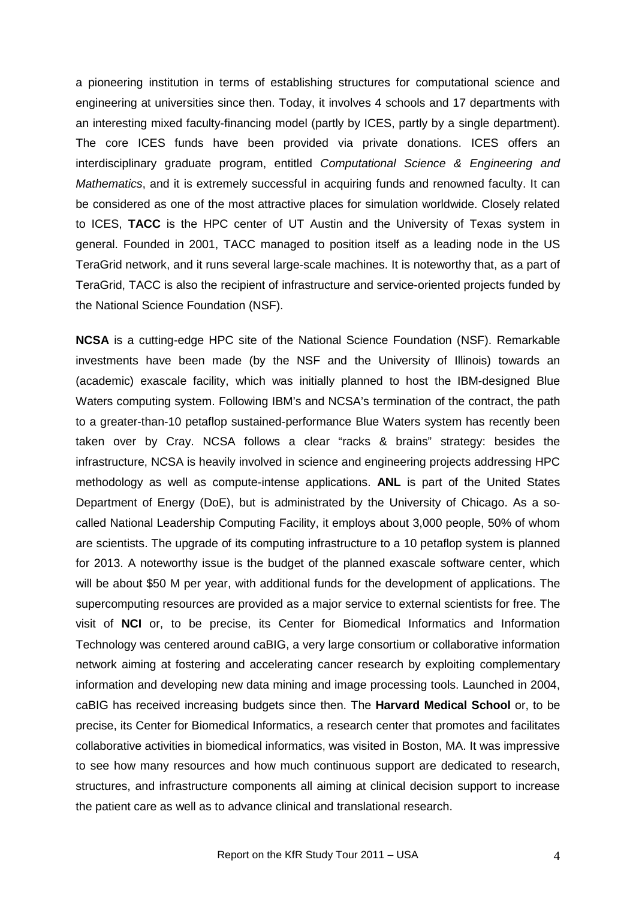a pioneering institution in terms of establishing structures for computational science and engineering at universities since then. Today, it involves 4 schools and 17 departments with an interesting mixed faculty-financing model (partly by ICES, partly by a single department). The core ICES funds have been provided via private donations. ICES offers an interdisciplinary graduate program, entitled *Computational Science & Engineering and Mathematics*, and it is extremely successful in acquiring funds and renowned faculty. It can be considered as one of the most attractive places for simulation worldwide. Closely related to ICES, **TACC** is the HPC center of UT Austin and the University of Texas system in general. Founded in 2001, TACC managed to position itself as a leading node in the US TeraGrid network, and it runs several large-scale machines. It is noteworthy that, as a part of TeraGrid, TACC is also the recipient of infrastructure and service-oriented projects funded by the National Science Foundation (NSF).

**NCSA** is a cutting-edge HPC site of the National Science Foundation (NSF). Remarkable investments have been made (by the NSF and the University of Illinois) towards an (academic) exascale facility, which was initially planned to host the IBM-designed Blue Waters computing system. Following IBM's and NCSA's termination of the contract, the path to a greater-than-10 petaflop sustained-performance Blue Waters system has recently been taken over by Cray. NCSA follows a clear "racks & brains" strategy: besides the infrastructure, NCSA is heavily involved in science and engineering projects addressing HPC methodology as well as compute-intense applications. **ANL** is part of the United States Department of Energy (DoE), but is administrated by the University of Chicago. As a so-called National Leadership Computing Facility, it employs about 3,000 people, 50% of whom are scientists. The upgrade of its computing infrastructure to a 10 petaflop system is planned for 2013. A noteworthy issue is the budget of the planned exascale software center, which will be about $50 M per year, with additional funds for the development of applications. The supercomputing resources are provided as a major service to external scientists for free. The visit of **NCI** or, to be precise, its Center for Biomedical Informatics and Information Technology was centered around caBIG, a very large consortium or collaborative information network aiming at fostering and accelerating cancer research by exploiting complementary information and developing new data mining and image processing tools. Launched in 2004, caBIG has received increasing budgets since then. The **Harvard Medical School** or, to be precise, its Center for Biomedical Informatics, a research center that promotes and facilitates collaborative activities in biomedical informatics, was visited in Boston, MA. It was impressive to see how many resources and how much continuous support are dedicated to research, structures, and infrastructure components all aiming at clinical decision support to increase the patient care as well as to advance clinical and translational research.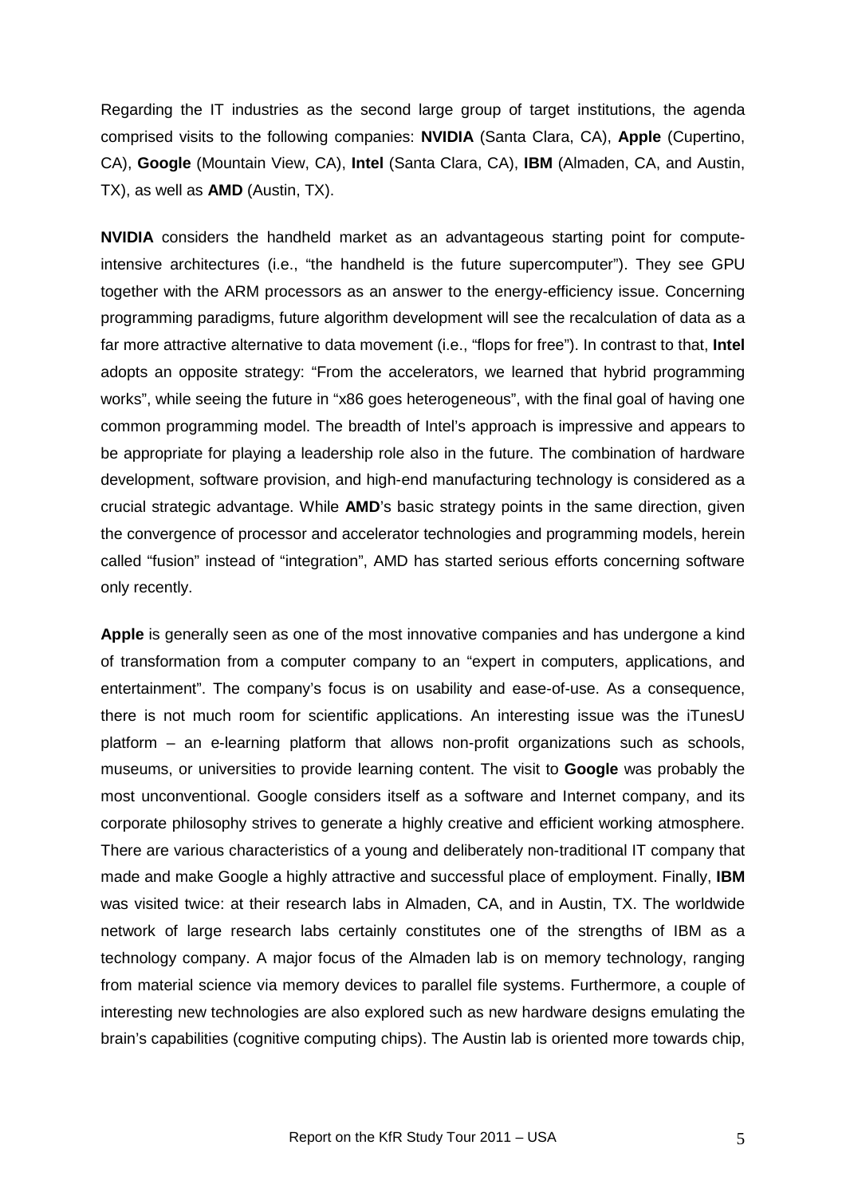Regarding the IT industries as the second large group of target institutions, the agenda comprised visits to the following companies: **NVIDIA** (Santa Clara, CA), **Apple** (Cupertino, CA), **Google** (Mountain View, CA), **Intel** (Santa Clara, CA), **IBM** (Almaden, CA, and Austin, TX), as well as **AMD** (Austin, TX).

**NVIDIA** considers the handheld market as an advantageous starting point for compute-intensive architectures (i.e., "the handheld is the future supercomputer"). They see GPU together with the ARM processors as an answer to the energy-efficiency issue. Concerning programming paradigms, future algorithm development will see the recalculation of data as a far more attractive alternative to data movement (i.e., "flops for free"). In contrast to that, **Intel** adopts an opposite strategy: "From the accelerators, we learned that hybrid programming works", while seeing the future in "x86 goes heterogeneous", with the final goal of having one common programming model. The breadth of Intel's approach is impressive and appears to be appropriate for playing a leadership role also in the future. The combination of hardware development, software provision, and high-end manufacturing technology is considered as a crucial strategic advantage. While **AMD**'s basic strategy points in the same direction, given the convergence of processor and accelerator technologies and programming models, herein called "fusion" instead of "integration", AMD has started serious efforts concerning software only recently.

**Apple** is generally seen as one of the most innovative companies and has undergone a kind of transformation from a computer company to an "expert in computers, applications, and entertainment". The company's focus is on usability and ease-of-use. As a consequence, there is not much room for scientific applications. An interesting issue was the iTunesU platform – an e-learning platform that allows non-profit organizations such as schools, museums, or universities to provide learning content. The visit to **Google** was probably the most unconventional. Google considers itself as a software and Internet company, and its corporate philosophy strives to generate a highly creative and efficient working atmosphere. There are various characteristics of a young and deliberately non-traditional IT company that made and make Google a highly attractive and successful place of employment. Finally, **IBM** was visited twice: at their research labs in Almaden, CA, and in Austin, TX. The worldwide network of large research labs certainly constitutes one of the strengths of IBM as a technology company. A major focus of the Almaden lab is on memory technology, ranging from material science via memory devices to parallel file systems. Furthermore, a couple of interesting new technologies are also explored such as new hardware designs emulating the brain's capabilities (cognitive computing chips). The Austin lab is oriented more towards chip,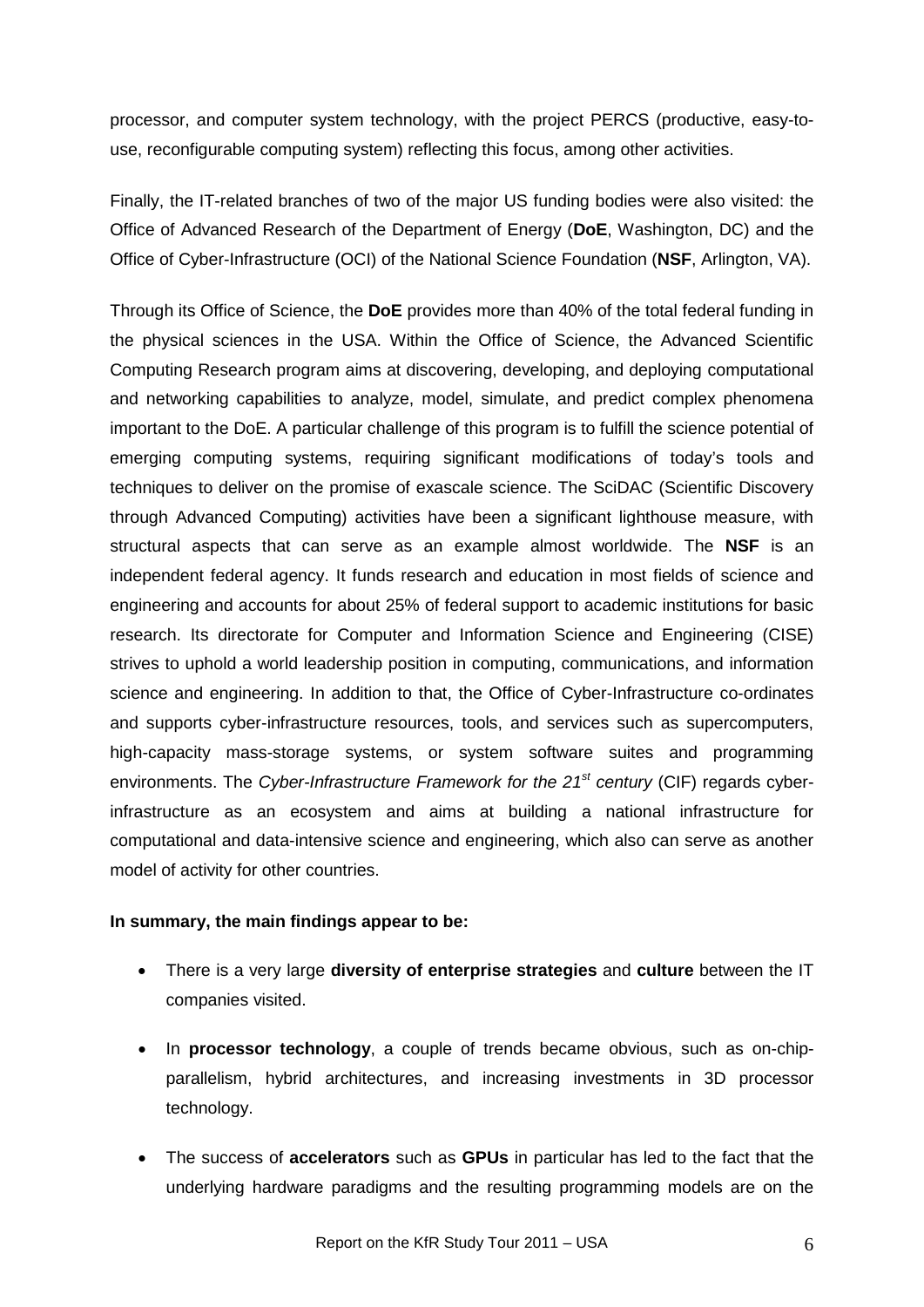processor, and computer system technology, with the project PERCS (productive, easy-to-use, reconfigurable computing system) reflecting this focus, among other activities.

Finally, the IT-related branches of two of the major US funding bodies were also visited: the Office of Advanced Research of the Department of Energy (**DoE**, Washington, DC) and the Office of Cyber-Infrastructure (OCI) of the National Science Foundation (**NSF**, Arlington, VA).

Through its Office of Science, the **DoE** provides more than 40% of the total federal funding in the physical sciences in the USA. Within the Office of Science, the Advanced Scientific Computing Research program aims at discovering, developing, and deploying computational and networking capabilities to analyze, model, simulate, and predict complex phenomena important to the DoE. A particular challenge of this program is to fulfill the science potential of emerging computing systems, requiring significant modifications of today's tools and techniques to deliver on the promise of exascale science. The SciDAC (Scientific Discovery through Advanced Computing) activities have been a significant lighthouse measure, with structural aspects that can serve as an example almost worldwide. The **NSF** is an independent federal agency. It funds research and education in most fields of science and engineering and accounts for about 25% of federal support to academic institutions for basic research. Its directorate for Computer and Information Science and Engineering (CISE) strives to uphold a world leadership position in computing, communications, and information science and engineering. In addition to that, the Office of Cyber-Infrastructure co-ordinates and supports cyber-infrastructure resources, tools, and services such as supercomputers, high-capacity mass-storage systems, or system software suites and programming environments. The *Cyber-Infrastructure Framework for the 21st century* (CIF) regards cyber-infrastructure as an ecosystem and aims at building a national infrastructure for computational and data-intensive science and engineering, which also can serve as another model of activity for other countries.

**In summary, the main findings appear to be:**

- There is a very large **diversity of enterprise strategies** and **culture** between the IT companies visited.
- In **processor technology**, a couple of trends became obvious, such as on-chip-parallelism, hybrid architectures, and increasing investments in 3D processor technology.
- The success of **accelerators** such as **GPUs** in particular has led to the fact that the underlying hardware paradigms and the resulting programming models are on the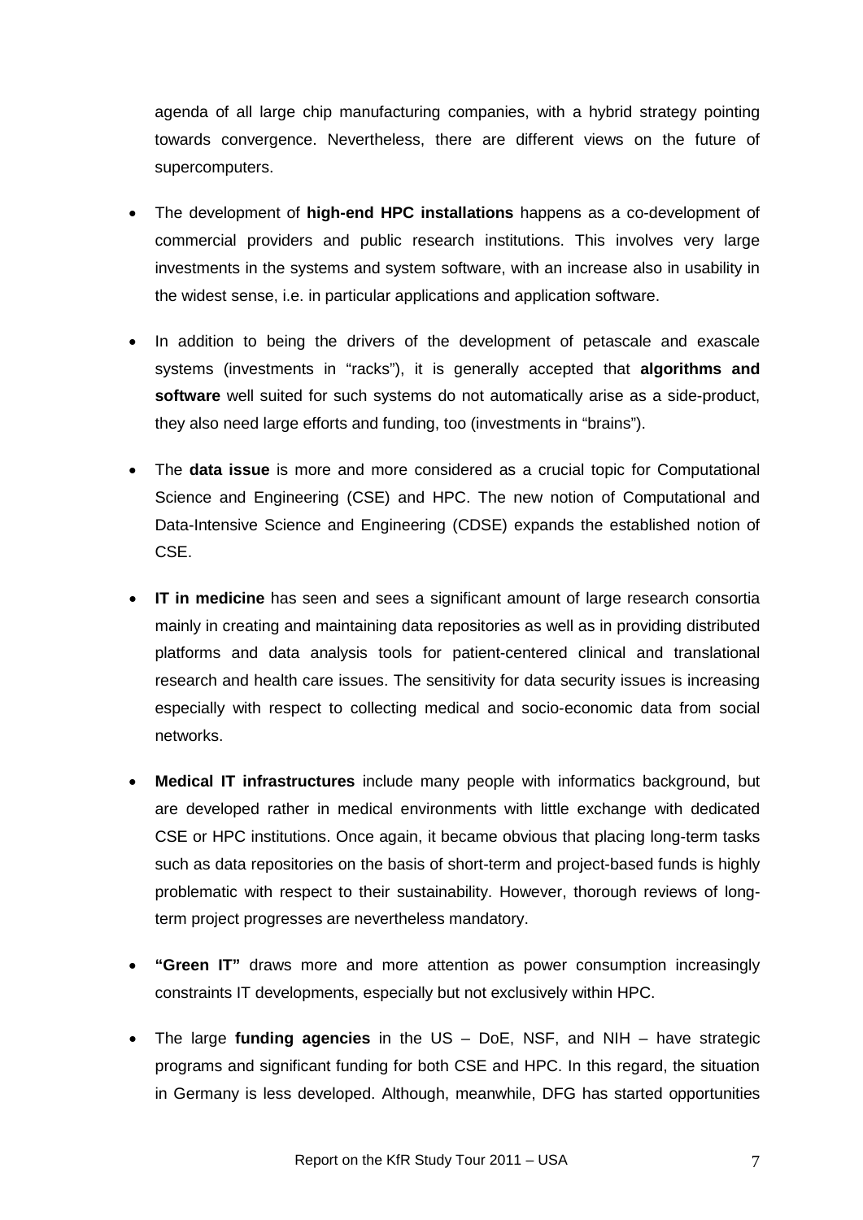agenda of all large chip manufacturing companies, with a hybrid strategy pointing towards convergence. Nevertheless, there are different views on the future of supercomputers.

- The development of **high-end HPC installations** happens as a co-development of commercial providers and public research institutions. This involves very large investments in the systems and system software, with an increase also in usability in the widest sense, i.e. in particular applications and application software.
- In addition to being the drivers of the development of petascale and exascale systems (investments in "racks"), it is generally accepted that **algorithms and software** well suited for such systems do not automatically arise as a side-product, they also need large efforts and funding, too (investments in "brains").
- The **data issue** is more and more considered as a crucial topic for Computational Science and Engineering (CSE) and HPC. The new notion of Computational and Data-Intensive Science and Engineering (CDSE) expands the established notion of CSE.
- **IT in medicine** has seen and sees a significant amount of large research consortia mainly in creating and maintaining data repositories as well as in providing distributed platforms and data analysis tools for patient-centered clinical and translational research and health care issues. The sensitivity for data security issues is increasing especially with respect to collecting medical and socio-economic data from social networks.
- **Medical IT infrastructures** include many people with informatics background, but are developed rather in medical environments with little exchange with dedicated CSE or HPC institutions. Once again, it became obvious that placing long-term tasks such as data repositories on the basis of short-term and project-based funds is highly problematic with respect to their sustainability. However, thorough reviews of long-term project progresses are nevertheless mandatory.
- **"Green IT"** draws more and more attention as power consumption increasingly constraints IT developments, especially but not exclusively within HPC.
- The large **funding agencies** in the US – DoE, NSF, and NIH – have strategic programs and significant funding for both CSE and HPC. In this regard, the situation in Germany is less developed. Although, meanwhile, DFG has started opportunities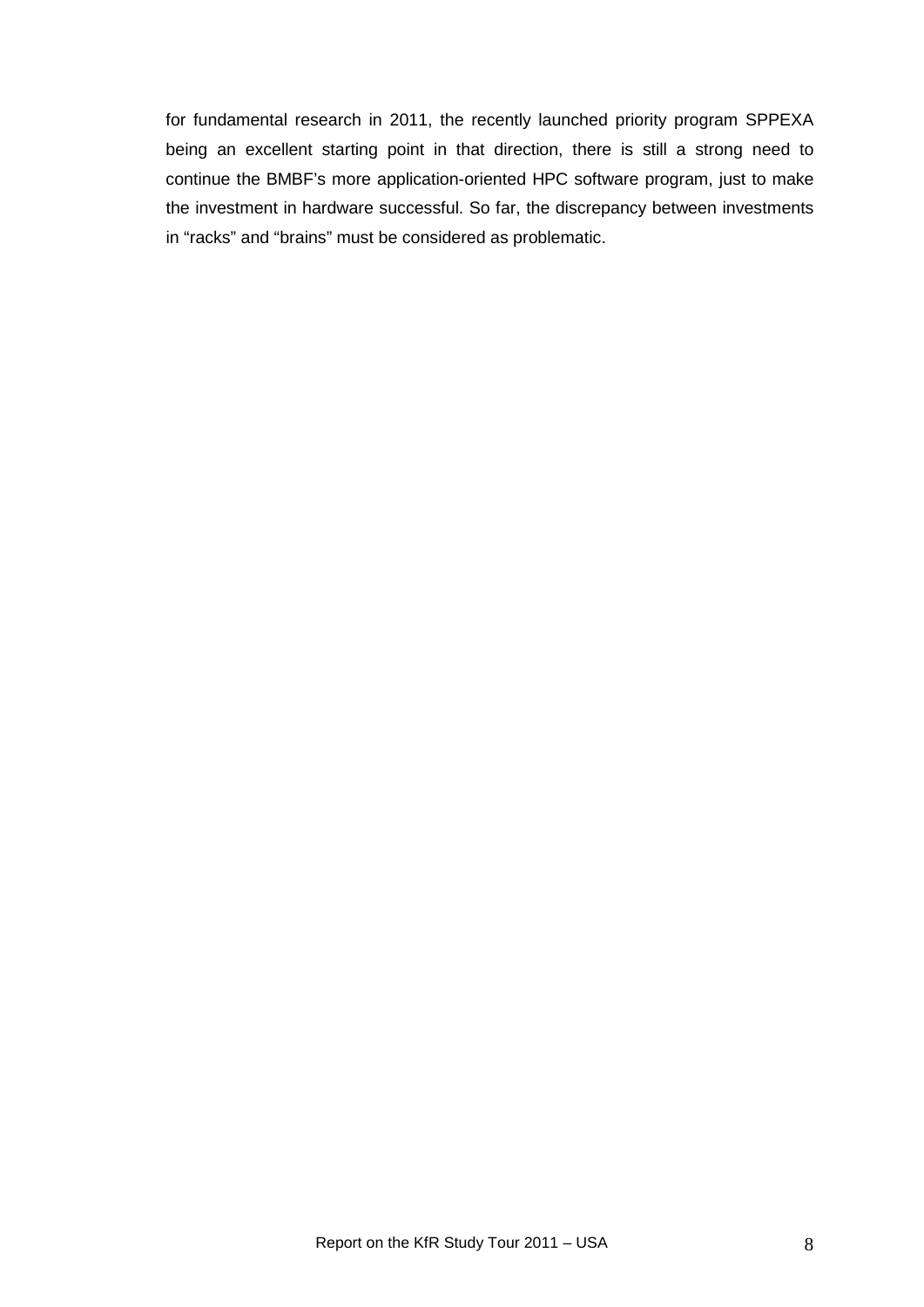for fundamental research in 2011, the recently launched priority program SPPEXA being an excellent starting point in that direction, there is still a strong need to continue the BMBF's more application-oriented HPC software program, just to make the investment in hardware successful. So far, the discrepancy between investments in "racks" and "brains" must be considered as problematic.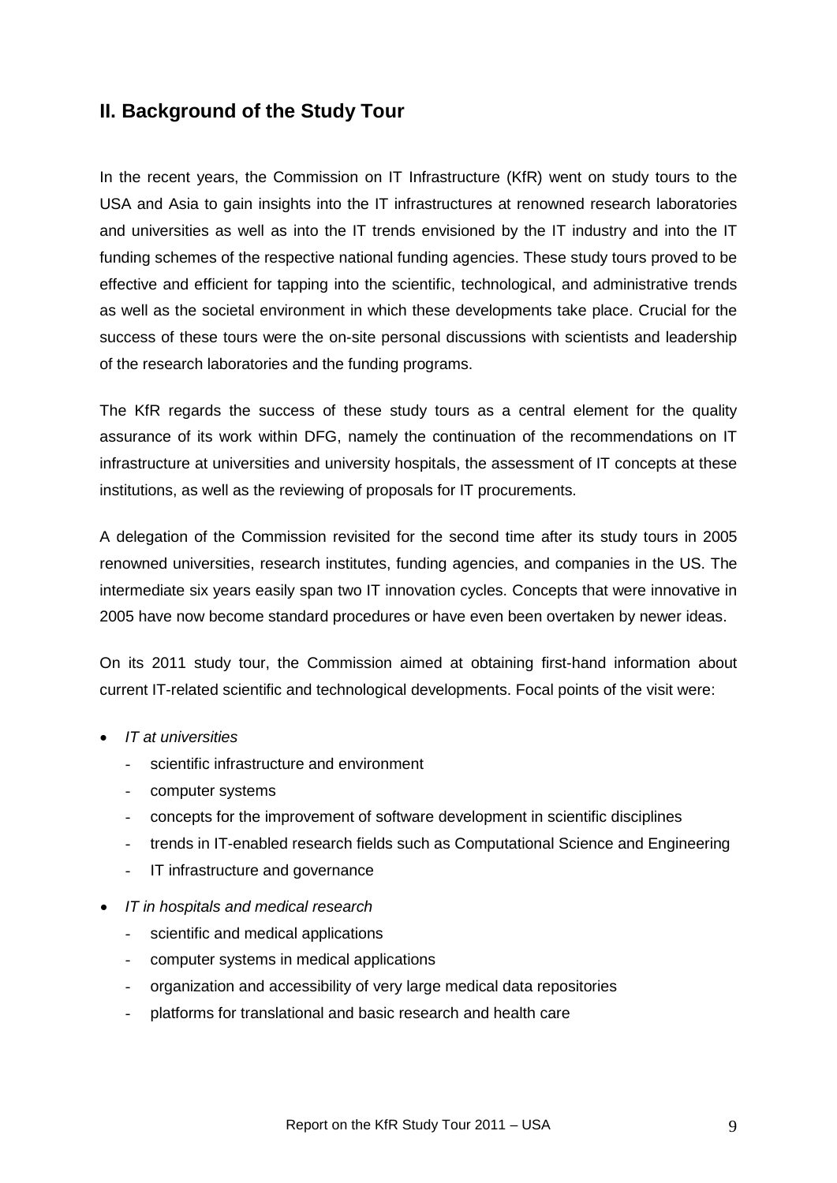## II. Background of the Study Tour

In the recent years, the Commission on IT Infrastructure (KfR) went on study tours to the USA and Asia to gain insights into the IT infrastructures at renowned research laboratories and universities as well as into the IT trends envisioned by the IT industry and into the IT funding schemes of the respective national funding agencies. These study tours proved to be effective and efficient for tapping into the scientific, technological, and administrative trends as well as the societal environment in which these developments take place. Crucial for the success of these tours were the on-site personal discussions with scientists and leadership of the research laboratories and the funding programs.

The KfR regards the success of these study tours as a central element for the quality assurance of its work within DFG, namely the continuation of the recommendations on IT infrastructure at universities and university hospitals, the assessment of IT concepts at these institutions, as well as the reviewing of proposals for IT procurements.

A delegation of the Commission revisited for the second time after its study tours in 2005 renowned universities, research institutes, funding agencies, and companies in the US. The intermediate six years easily span two IT innovation cycles. Concepts that were innovative in 2005 have now become standard procedures or have even been overtaken by newer ideas.

On its 2011 study tour, the Commission aimed at obtaining first-hand information about current IT-related scientific and technological developments. Focal points of the visit were:

- *IT at universities*
  - scientific infrastructure and environment
  - computer systems
  - concepts for the improvement of software development in scientific disciplines
  - trends in IT-enabled research fields such as Computational Science and Engineering
  - IT infrastructure and governance
- *IT in hospitals and medical research*
  - scientific and medical applications
  - computer systems in medical applications
  - organization and accessibility of very large medical data repositories
  - platforms for translational and basic research and health care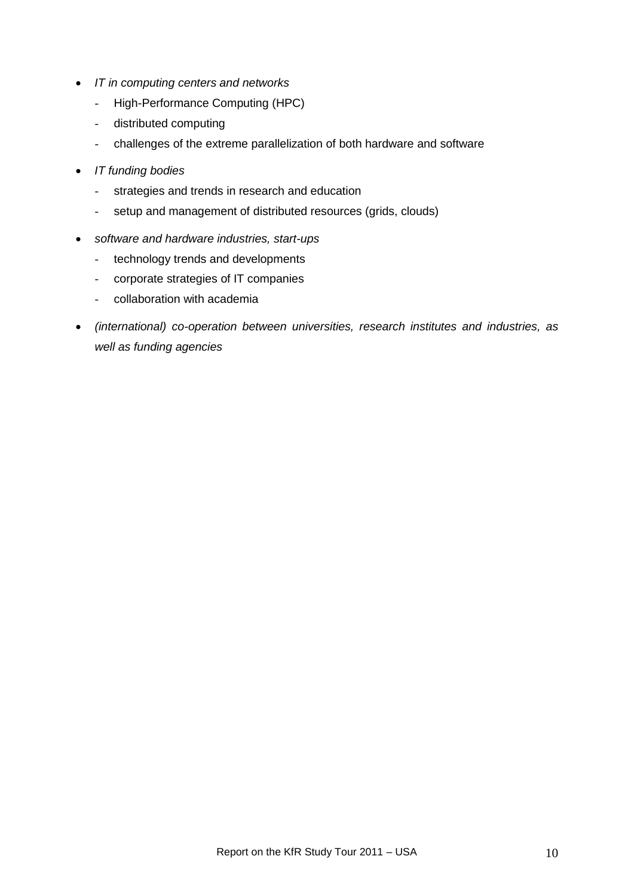- *IT in computing centers and networks*
    - High-Performance Computing (HPC)
    - distributed computing
    - challenges of the extreme parallelization of both hardware and software
- *IT funding bodies*
    - strategies and trends in research and education
    - setup and management of distributed resources (grids, clouds)
- *software and hardware industries, start-ups*
    - technology trends and developments
    - corporate strategies of IT companies
    - collaboration with academia
- *(international) co-operation between universities, research institutes and industries, as well as funding agencies*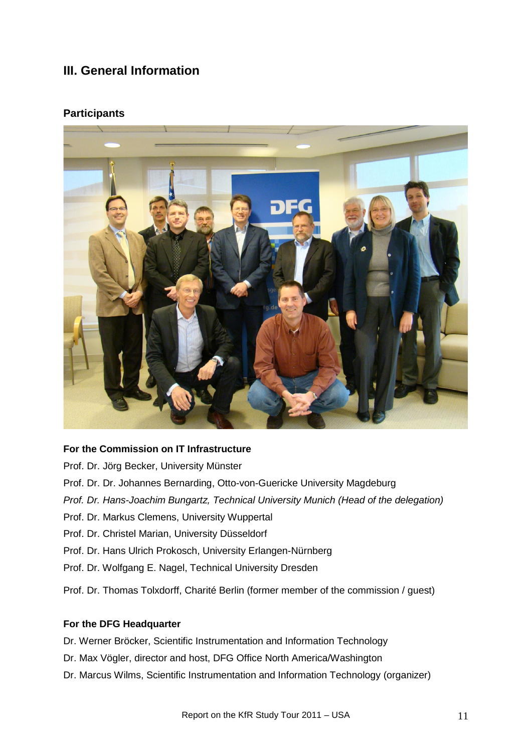## III. General Information

### Participants

**For the Commission on IT Infrastructure**

Prof. Dr. Jörg Becker, University Münster

Prof. Dr. Dr. Johannes Bernarding, Otto-von-Guericke University Magdeburg

*Prof. Dr. Hans-Joachim Bungartz, Technical University Munich (Head of the delegation)*

Prof. Dr. Markus Clemens, University Wuppertal

Prof. Dr. Christel Marian, University Düsseldorf

Prof. Dr. Hans Ulrich Prokosch, University Erlangen-Nürnberg

Prof. Dr. Wolfgang E. Nagel, Technical University Dresden

Prof. Dr. Thomas Tolxdorff, Charité Berlin (former member of the commission / guest)

**For the DFG Headquarter**

Dr. Werner Bröcker, Scientific Instrumentation and Information Technology

Dr. Max Vögler, director and host, DFG Office North America/Washington

Dr. Marcus Wilms, Scientific Instrumentation and Information Technology (organizer)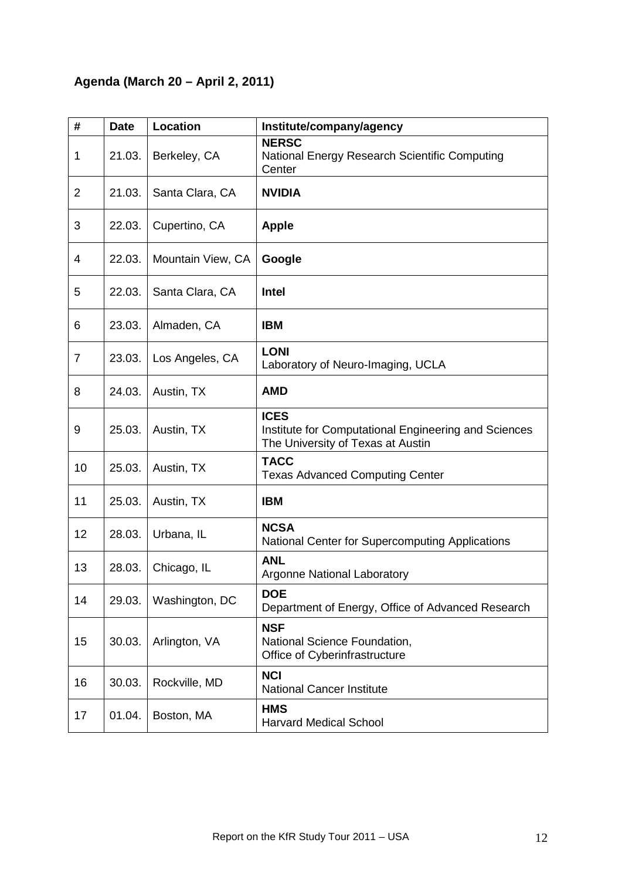**Agenda (March 20 – April 2, 2011)**

| # | Date | Location | Institute/company/agency |
|---|---|---|---|
| 1 | 21.03. | Berkeley, CA | **NERSC**<br>National Energy Research Scientific Computing Center |
| 2 | 21.03. | Santa Clara, CA | **NVIDIA** |
| 3 | 22.03. | Cupertino, CA | **Apple** |
| 4 | 22.03. | Mountain View, CA | **Google** |
| 5 | 22.03. | Santa Clara, CA | **Intel** |
| 6 | 23.03. | Almaden, CA | **IBM** |
| 7 | 23.03. | Los Angeles, CA | **LONI**<br>Laboratory of Neuro-Imaging, UCLA |
| 8 | 24.03. | Austin, TX | **AMD** |
| 9 | 25.03. | Austin, TX | **ICES**<br>Institute for Computational Engineering and Sciences<br>The University of Texas at Austin |
| 10 | 25.03. | Austin, TX | **TACC**<br>Texas Advanced Computing Center |
| 11 | 25.03. | Austin, TX | **IBM** |
| 12 | 28.03. | Urbana, IL | **NCSA**<br>National Center for Supercomputing Applications |
| 13 | 28.03. | Chicago, IL | **ANL**<br>Argonne National Laboratory |
| 14 | 29.03. | Washington, DC | **DOE**<br>Department of Energy, Office of Advanced Research |
| 15 | 30.03. | Arlington, VA | **NSF**<br>National Science Foundation,<br>Office of Cyberinfrastructure |
| 16 | 30.03. | Rockville, MD | **NCI**<br>National Cancer Institute |
| 17 | 01.04. | Boston, MA | **HMS**<br>Harvard Medical School |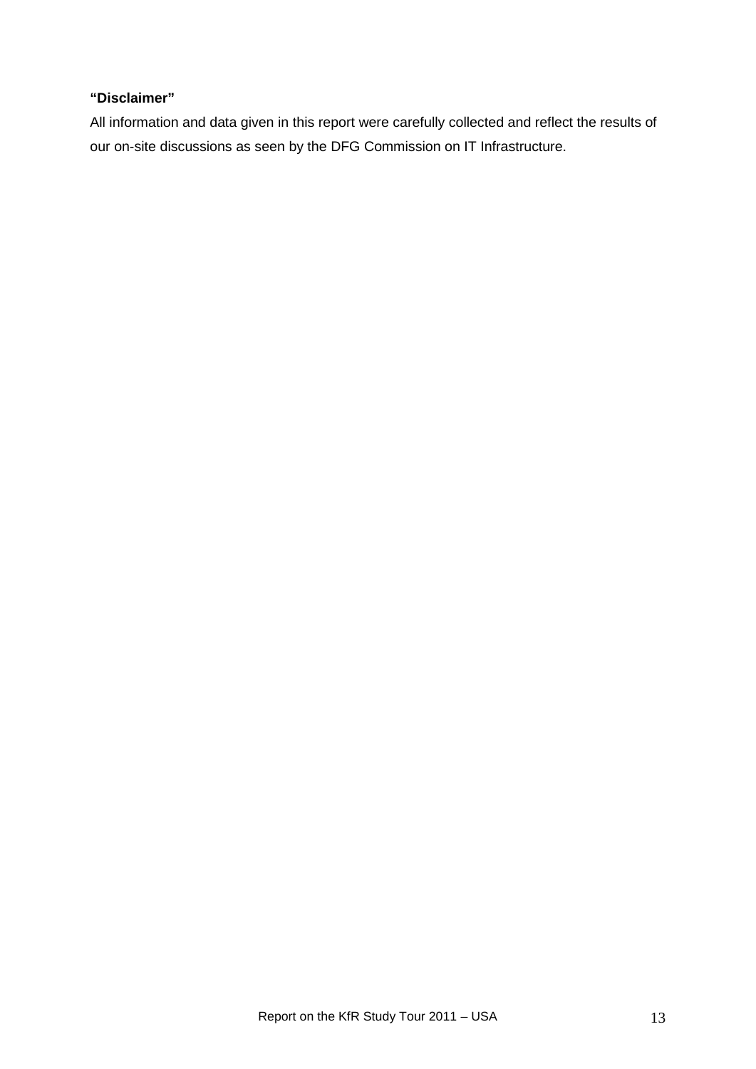**“Disclaimer”**

All information and data given in this report were carefully collected and reflect the results of our on-site discussions as seen by the DFG Commission on IT Infrastructure.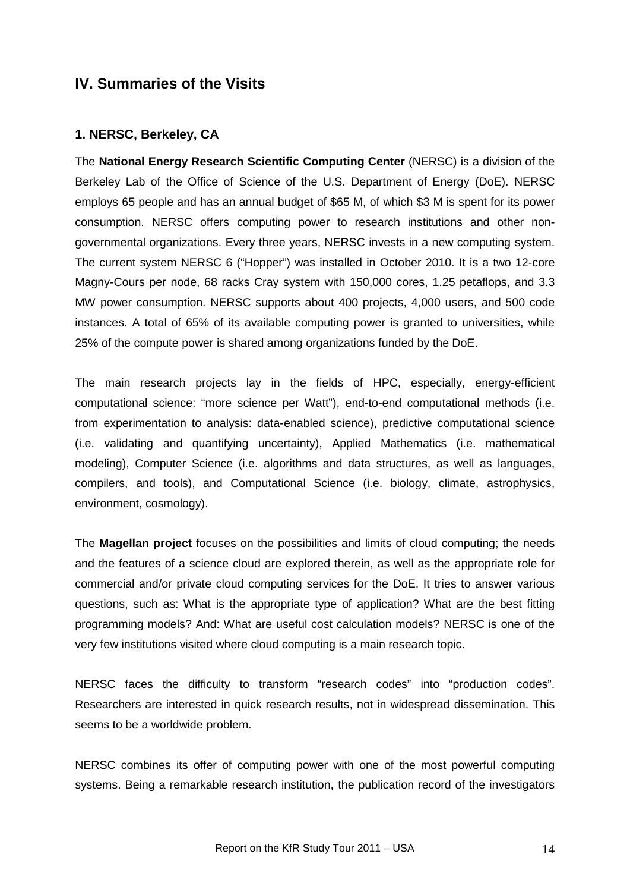## IV. Summaries of the Visits

### 1. NERSC, Berkeley, CA

The **National Energy Research Scientific Computing Center** (NERSC) is a division of the Berkeley Lab of the Office of Science of the U.S. Department of Energy (DoE). NERSC employs 65 people and has an annual budget of $65 M, of which $3 M is spent for its power consumption. NERSC offers computing power to research institutions and other non-governmental organizations. Every three years, NERSC invests in a new computing system. The current system NERSC 6 ("Hopper") was installed in October 2010. It is a two 12-core Magny-Cours per node, 68 racks Cray system with 150,000 cores, 1.25 petaflops, and 3.3 MW power consumption. NERSC supports about 400 projects, 4,000 users, and 500 code instances. A total of 65% of its available computing power is granted to universities, while 25% of the compute power is shared among organizations funded by the DoE.

The main research projects lay in the fields of HPC, especially, energy-efficient computational science: "more science per Watt"), end-to-end computational methods (i.e. from experimentation to analysis: data-enabled science), predictive computational science (i.e. validating and quantifying uncertainty), Applied Mathematics (i.e. mathematical modeling), Computer Science (i.e. algorithms and data structures, as well as languages, compilers, and tools), and Computational Science (i.e. biology, climate, astrophysics, environment, cosmology).

The **Magellan project** focuses on the possibilities and limits of cloud computing; the needs and the features of a science cloud are explored therein, as well as the appropriate role for commercial and/or private cloud computing services for the DoE. It tries to answer various questions, such as: What is the appropriate type of application? What are the best fitting programming models? And: What are useful cost calculation models? NERSC is one of the very few institutions visited where cloud computing is a main research topic.

NERSC faces the difficulty to transform "research codes" into "production codes". Researchers are interested in quick research results, not in widespread dissemination. This seems to be a worldwide problem.

NERSC combines its offer of computing power with one of the most powerful computing systems. Being a remarkable research institution, the publication record of the investigators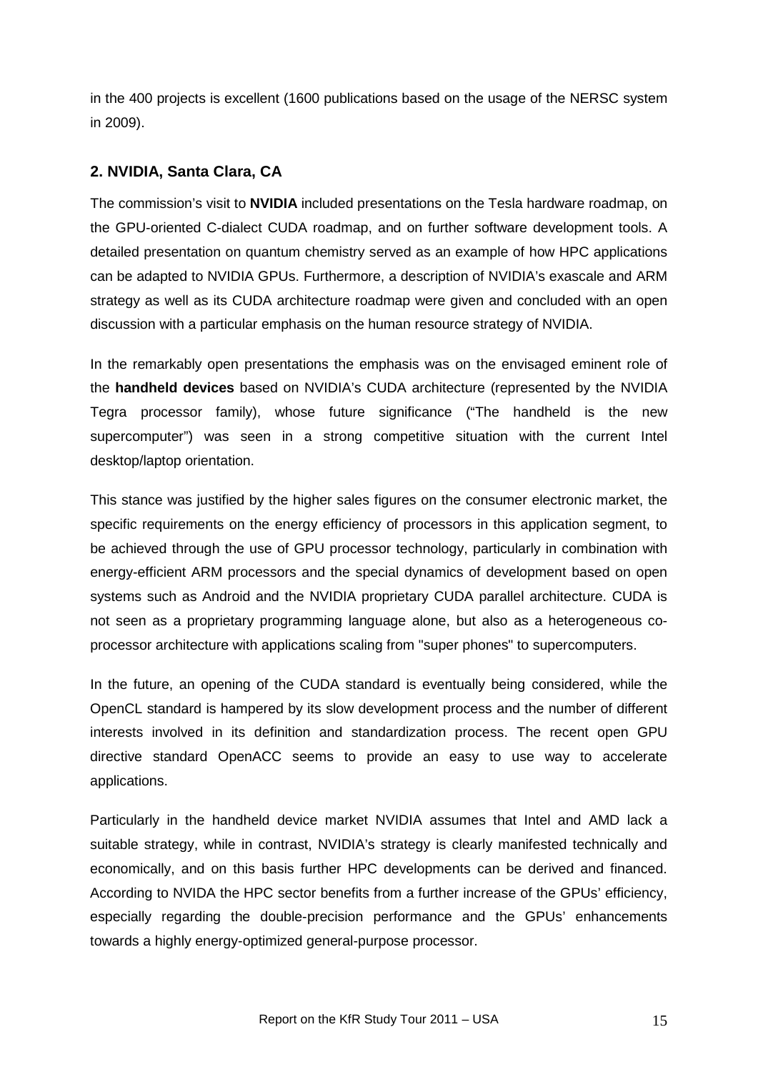in the 400 projects is excellent (1600 publications based on the usage of the NERSC system in 2009).

## 2. NVIDIA, Santa Clara, CA

The commission's visit to **NVIDIA** included presentations on the Tesla hardware roadmap, on the GPU-oriented C-dialect CUDA roadmap, and on further software development tools. A detailed presentation on quantum chemistry served as an example of how HPC applications can be adapted to NVIDIA GPUs. Furthermore, a description of NVIDIA's exascale and ARM strategy as well as its CUDA architecture roadmap were given and concluded with an open discussion with a particular emphasis on the human resource strategy of NVIDIA.

In the remarkably open presentations the emphasis was on the envisaged eminent role of the **handheld devices** based on NVIDIA's CUDA architecture (represented by the NVIDIA Tegra processor family), whose future significance ("The handheld is the new supercomputer") was seen in a strong competitive situation with the current Intel desktop/laptop orientation.

This stance was justified by the higher sales figures on the consumer electronic market, the specific requirements on the energy efficiency of processors in this application segment, to be achieved through the use of GPU processor technology, particularly in combination with energy-efficient ARM processors and the special dynamics of development based on open systems such as Android and the NVIDIA proprietary CUDA parallel architecture. CUDA is not seen as a proprietary programming language alone, but also as a heterogeneous co-processor architecture with applications scaling from "super phones" to supercomputers.

In the future, an opening of the CUDA standard is eventually being considered, while the OpenCL standard is hampered by its slow development process and the number of different interests involved in its definition and standardization process. The recent open GPU directive standard OpenACC seems to provide an easy to use way to accelerate applications.

Particularly in the handheld device market NVIDIA assumes that Intel and AMD lack a suitable strategy, while in contrast, NVIDIA's strategy is clearly manifested technically and economically, and on this basis further HPC developments can be derived and financed. According to NVIDA the HPC sector benefits from a further increase of the GPUs' efficiency, especially regarding the double-precision performance and the GPUs' enhancements towards a highly energy-optimized general-purpose processor.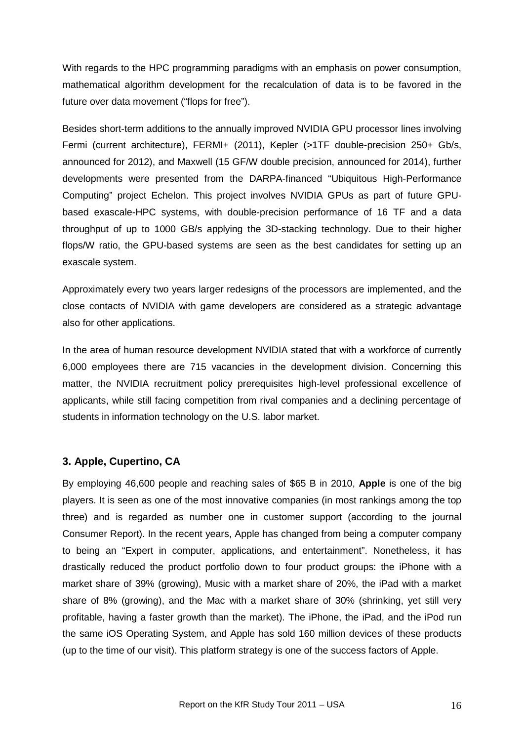With regards to the HPC programming paradigms with an emphasis on power consumption, mathematical algorithm development for the recalculation of data is to be favored in the future over data movement ("flops for free").

Besides short-term additions to the annually improved NVIDIA GPU processor lines involving Fermi (current architecture), FERMI+ (2011), Kepler (>1TF double-precision 250+ Gb/s, announced for 2012), and Maxwell (15 GF/W double precision, announced for 2014), further developments were presented from the DARPA-financed "Ubiquitous High-Performance Computing" project Echelon. This project involves NVIDIA GPUs as part of future GPU-based exascale-HPC systems, with double-precision performance of 16 TF and a data throughput of up to 1000 GB/s applying the 3D-stacking technology. Due to their higher flops/W ratio, the GPU-based systems are seen as the best candidates for setting up an exascale system.

Approximately every two years larger redesigns of the processors are implemented, and the close contacts of NVIDIA with game developers are considered as a strategic advantage also for other applications.

In the area of human resource development NVIDIA stated that with a workforce of currently 6,000 employees there are 715 vacancies in the development division. Concerning this matter, the NVIDIA recruitment policy prerequisites high-level professional excellence of applicants, while still facing competition from rival companies and a declining percentage of students in information technology on the U.S. labor market.

### 3. Apple, Cupertino, CA

By employing 46,600 people and reaching sales of $65 B in 2010, **Apple** is one of the big players. It is seen as one of the most innovative companies (in most rankings among the top three) and is regarded as number one in customer support (according to the journal Consumer Report). In the recent years, Apple has changed from being a computer company to being an "Expert in computer, applications, and entertainment". Nonetheless, it has drastically reduced the product portfolio down to four product groups: the iPhone with a market share of 39% (growing), Music with a market share of 20%, the iPad with a market share of 8% (growing), and the Mac with a market share of 30% (shrinking, yet still very profitable, having a faster growth than the market). The iPhone, the iPad, and the iPod run the same iOS Operating System, and Apple has sold 160 million devices of these products (up to the time of our visit). This platform strategy is one of the success factors of Apple.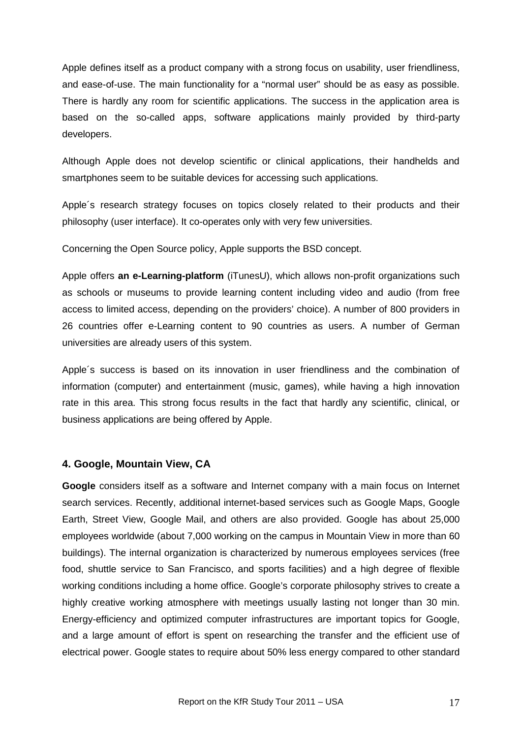Apple defines itself as a product company with a strong focus on usability, user friendliness, and ease-of-use. The main functionality for a "normal user" should be as easy as possible. There is hardly any room for scientific applications. The success in the application area is based on the so-called apps, software applications mainly provided by third-party developers.

Although Apple does not develop scientific or clinical applications, their handhelds and smartphones seem to be suitable devices for accessing such applications.

Apple´s research strategy focuses on topics closely related to their products and their philosophy (user interface). It co-operates only with very few universities.

Concerning the Open Source policy, Apple supports the BSD concept.

Apple offers **an e-Learning-platform** (iTunesU), which allows non-profit organizations such as schools or museums to provide learning content including video and audio (from free access to limited access, depending on the providers' choice). A number of 800 providers in 26 countries offer e-Learning content to 90 countries as users. A number of German universities are already users of this system.

Apple´s success is based on its innovation in user friendliness and the combination of information (computer) and entertainment (music, games), while having a high innovation rate in this area. This strong focus results in the fact that hardly any scientific, clinical, or business applications are being offered by Apple.

### 4. Google, Mountain View, CA

**Google** considers itself as a software and Internet company with a main focus on Internet search services. Recently, additional internet-based services such as Google Maps, Google Earth, Street View, Google Mail, and others are also provided. Google has about 25,000 employees worldwide (about 7,000 working on the campus in Mountain View in more than 60 buildings). The internal organization is characterized by numerous employees services (free food, shuttle service to San Francisco, and sports facilities) and a high degree of flexible working conditions including a home office. Google's corporate philosophy strives to create a highly creative working atmosphere with meetings usually lasting not longer than 30 min. Energy-efficiency and optimized computer infrastructures are important topics for Google, and a large amount of effort is spent on researching the transfer and the efficient use of electrical power. Google states to require about 50% less energy compared to other standard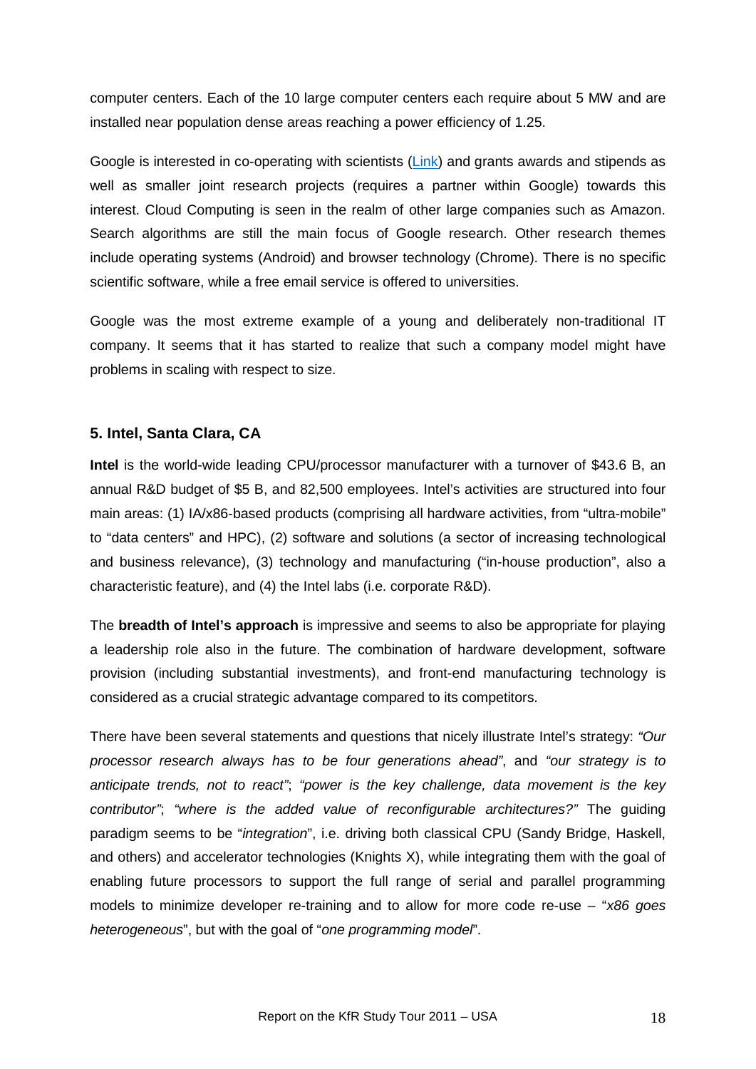computer centers. Each of the 10 large computer centers each require about 5 MW and are installed near population dense areas reaching a power efficiency of 1.25.

Google is interested in co-operating with scientists (Link) and grants awards and stipends as well as smaller joint research projects (requires a partner within Google) towards this interest. Cloud Computing is seen in the realm of other large companies such as Amazon. Search algorithms are still the main focus of Google research. Other research themes include operating systems (Android) and browser technology (Chrome). There is no specific scientific software, while a free email service is offered to universities.

Google was the most extreme example of a young and deliberately non-traditional IT company. It seems that it has started to realize that such a company model might have problems in scaling with respect to size.

### 5. Intel, Santa Clara, CA

**Intel** is the world-wide leading CPU/processor manufacturer with a turnover of $43.6 B, an annual R&D budget of $5 B, and 82,500 employees. Intel's activities are structured into four main areas: (1) IA/x86-based products (comprising all hardware activities, from "ultra-mobile" to "data centers" and HPC), (2) software and solutions (a sector of increasing technological and business relevance), (3) technology and manufacturing ("in-house production", also a characteristic feature), and (4) the Intel labs (i.e. corporate R&D).

The **breadth of Intel's approach** is impressive and seems to also be appropriate for playing a leadership role also in the future. The combination of hardware development, software provision (including substantial investments), and front-end manufacturing technology is considered as a crucial strategic advantage compared to its competitors.

There have been several statements and questions that nicely illustrate Intel's strategy: *"Our processor research always has to be four generations ahead"*, and *"our strategy is to anticipate trends, not to react"*; *"power is the key challenge, data movement is the key contributor"*; *"where is the added value of reconfigurable architectures?"* The guiding paradigm seems to be "*integration*", i.e. driving both classical CPU (Sandy Bridge, Haskell, and others) and accelerator technologies (Knights X), while integrating them with the goal of enabling future processors to support the full range of serial and parallel programming models to minimize developer re-training and to allow for more code re-use – "*x86 goes heterogeneous*", but with the goal of "*one programming model*".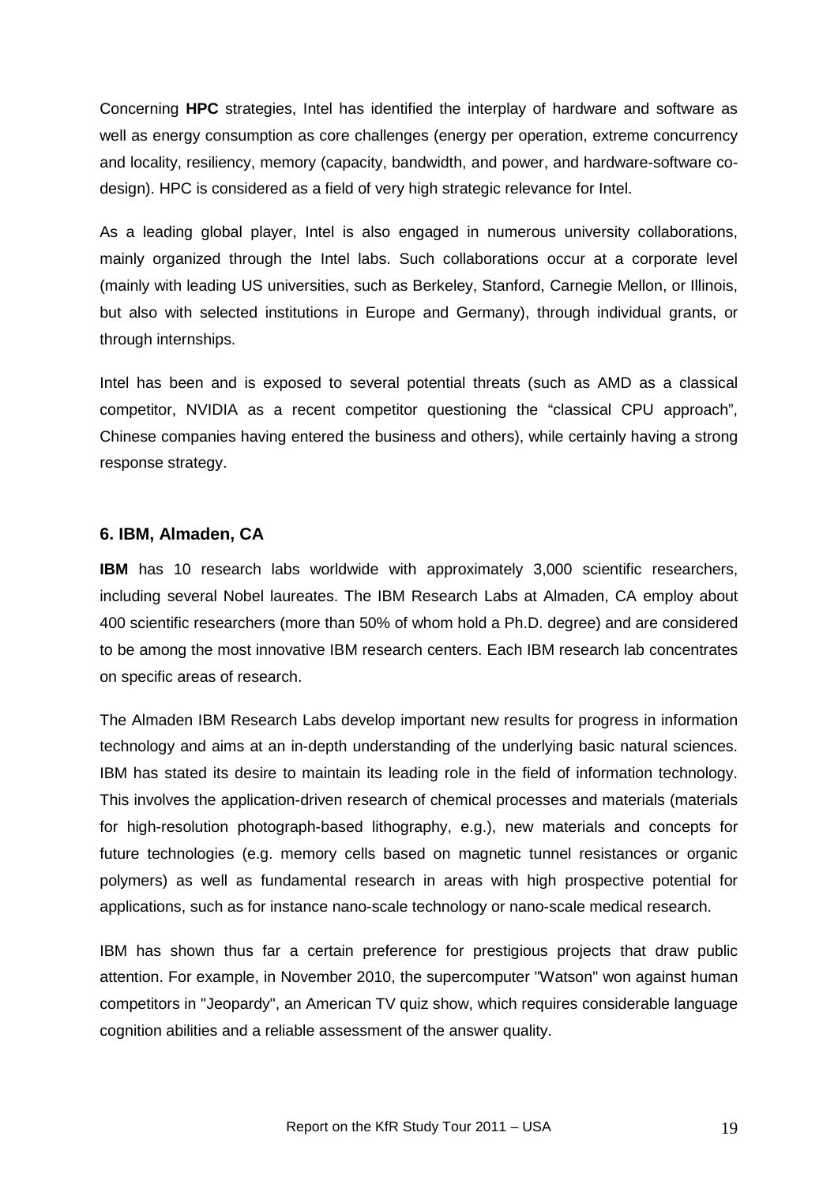Concerning **HPC** strategies, Intel has identified the interplay of hardware and software as well as energy consumption as core challenges (energy per operation, extreme concurrency and locality, resiliency, memory (capacity, bandwidth, and power, and hardware-software co-design). HPC is considered as a field of very high strategic relevance for Intel.

As a leading global player, Intel is also engaged in numerous university collaborations, mainly organized through the Intel labs. Such collaborations occur at a corporate level (mainly with leading US universities, such as Berkeley, Stanford, Carnegie Mellon, or Illinois, but also with selected institutions in Europe and Germany), through individual grants, or through internships.

Intel has been and is exposed to several potential threats (such as AMD as a classical competitor, NVIDIA as a recent competitor questioning the "classical CPU approach", Chinese companies having entered the business and others), while certainly having a strong response strategy.

### 6. IBM, Almaden, CA

**IBM** has 10 research labs worldwide with approximately 3,000 scientific researchers, including several Nobel laureates. The IBM Research Labs at Almaden, CA employ about 400 scientific researchers (more than 50% of whom hold a Ph.D. degree) and are considered to be among the most innovative IBM research centers. Each IBM research lab concentrates on specific areas of research.

The Almaden IBM Research Labs develop important new results for progress in information technology and aims at an in-depth understanding of the underlying basic natural sciences. IBM has stated its desire to maintain its leading role in the field of information technology. This involves the application-driven research of chemical processes and materials (materials for high-resolution photograph-based lithography, e.g.), new materials and concepts for future technologies (e.g. memory cells based on magnetic tunnel resistances or organic polymers) as well as fundamental research in areas with high prospective potential for applications, such as for instance nano-scale technology or nano-scale medical research.

IBM has shown thus far a certain preference for prestigious projects that draw public attention. For example, in November 2010, the supercomputer "Watson" won against human competitors in "Jeopardy", an American TV quiz show, which requires considerable language cognition abilities and a reliable assessment of the answer quality.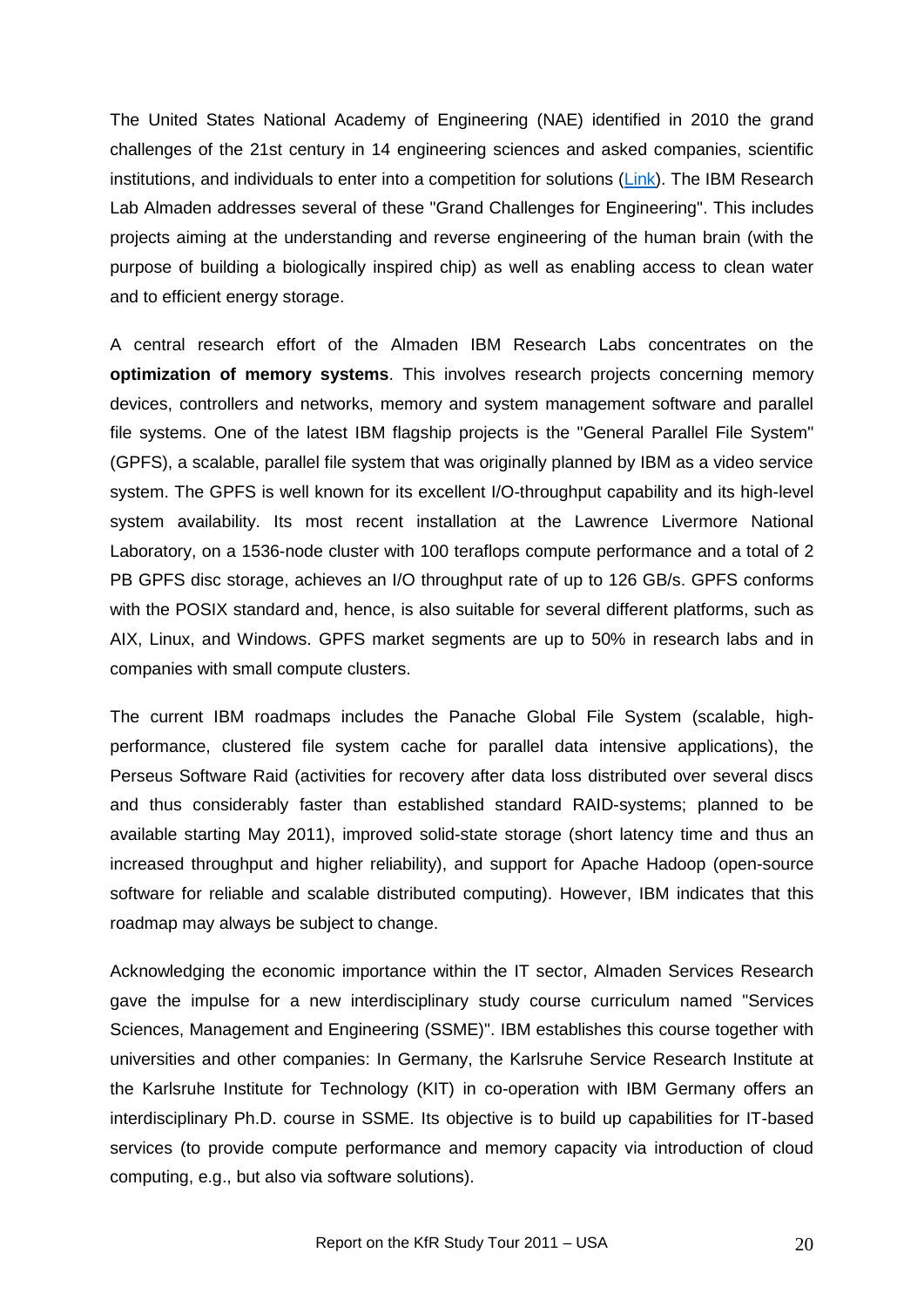The United States National Academy of Engineering (NAE) identified in 2010 the grand challenges of the 21st century in 14 engineering sciences and asked companies, scientific institutions, and individuals to enter into a competition for solutions (Link). The IBM Research Lab Almaden addresses several of these "Grand Challenges for Engineering". This includes projects aiming at the understanding and reverse engineering of the human brain (with the purpose of building a biologically inspired chip) as well as enabling access to clean water and to efficient energy storage.

A central research effort of the Almaden IBM Research Labs concentrates on the **optimization of memory systems**. This involves research projects concerning memory devices, controllers and networks, memory and system management software and parallel file systems. One of the latest IBM flagship projects is the "General Parallel File System" (GPFS), a scalable, parallel file system that was originally planned by IBM as a video service system. The GPFS is well known for its excellent I/O-throughput capability and its high-level system availability. Its most recent installation at the Lawrence Livermore National Laboratory, on a 1536-node cluster with 100 teraflops compute performance and a total of 2 PB GPFS disc storage, achieves an I/O throughput rate of up to 126 GB/s. GPFS conforms with the POSIX standard and, hence, is also suitable for several different platforms, such as AIX, Linux, and Windows. GPFS market segments are up to 50% in research labs and in companies with small compute clusters.

The current IBM roadmaps includes the Panache Global File System (scalable, high-performance, clustered file system cache for parallel data intensive applications), the Perseus Software Raid (activities for recovery after data loss distributed over several discs and thus considerably faster than established standard RAID-systems; planned to be available starting May 2011), improved solid-state storage (short latency time and thus an increased throughput and higher reliability), and support for Apache Hadoop (open-source software for reliable and scalable distributed computing). However, IBM indicates that this roadmap may always be subject to change.

Acknowledging the economic importance within the IT sector, Almaden Services Research gave the impulse for a new interdisciplinary study course curriculum named "Services Sciences, Management and Engineering (SSME)". IBM establishes this course together with universities and other companies: In Germany, the Karlsruhe Service Research Institute at the Karlsruhe Institute for Technology (KIT) in co-operation with IBM Germany offers an interdisciplinary Ph.D. course in SSME. Its objective is to build up capabilities for IT-based services (to provide compute performance and memory capacity via introduction of cloud computing, e.g., but also via software solutions).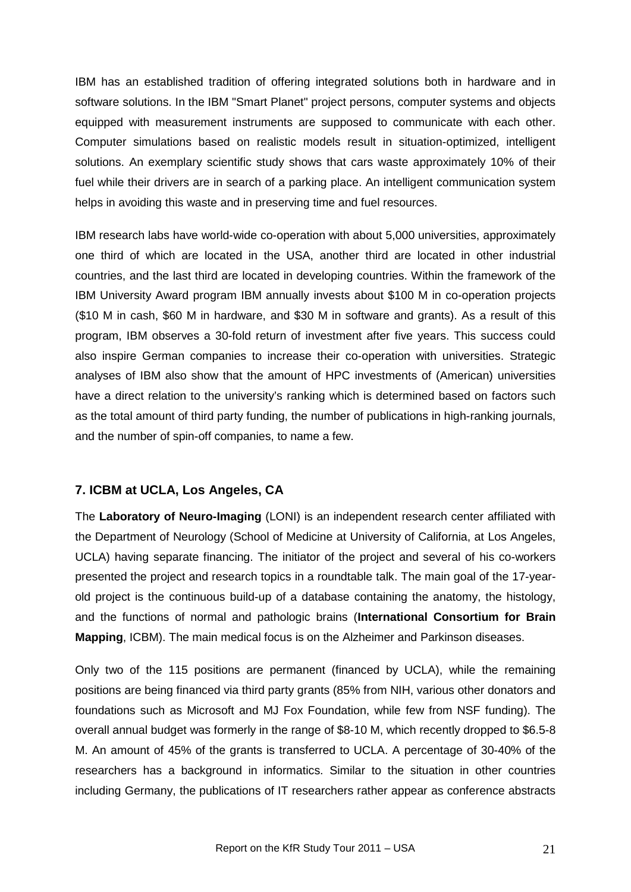IBM has an established tradition of offering integrated solutions both in hardware and in software solutions. In the IBM "Smart Planet" project persons, computer systems and objects equipped with measurement instruments are supposed to communicate with each other. Computer simulations based on realistic models result in situation-optimized, intelligent solutions. An exemplary scientific study shows that cars waste approximately 10% of their fuel while their drivers are in search of a parking place. An intelligent communication system helps in avoiding this waste and in preserving time and fuel resources.

IBM research labs have world-wide co-operation with about 5,000 universities, approximately one third of which are located in the USA, another third are located in other industrial countries, and the last third are located in developing countries. Within the framework of the IBM University Award program IBM annually invests about $100 M in co-operation projects ($10 M in cash, $60 M in hardware, and $30 M in software and grants). As a result of this program, IBM observes a 30-fold return of investment after five years. This success could also inspire German companies to increase their co-operation with universities. Strategic analyses of IBM also show that the amount of HPC investments of (American) universities have a direct relation to the university's ranking which is determined based on factors such as the total amount of third party funding, the number of publications in high-ranking journals, and the number of spin-off companies, to name a few.

## 7. ICBM at UCLA, Los Angeles, CA

The **Laboratory of Neuro-Imaging** (LONI) is an independent research center affiliated with the Department of Neurology (School of Medicine at University of California, at Los Angeles, UCLA) having separate financing. The initiator of the project and several of his co-workers presented the project and research topics in a roundtable talk. The main goal of the 17-year-old project is the continuous build-up of a database containing the anatomy, the histology, and the functions of normal and pathologic brains (**International Consortium for Brain Mapping**, ICBM). The main medical focus is on the Alzheimer and Parkinson diseases.

Only two of the 115 positions are permanent (financed by UCLA), while the remaining positions are being financed via third party grants (85% from NIH, various other donators and foundations such as Microsoft and MJ Fox Foundation, while few from NSF funding). The overall annual budget was formerly in the range of $8-10 M, which recently dropped to $6.5-8 M. An amount of 45% of the grants is transferred to UCLA. A percentage of 30-40% of the researchers has a background in informatics. Similar to the situation in other countries including Germany, the publications of IT researchers rather appear as conference abstracts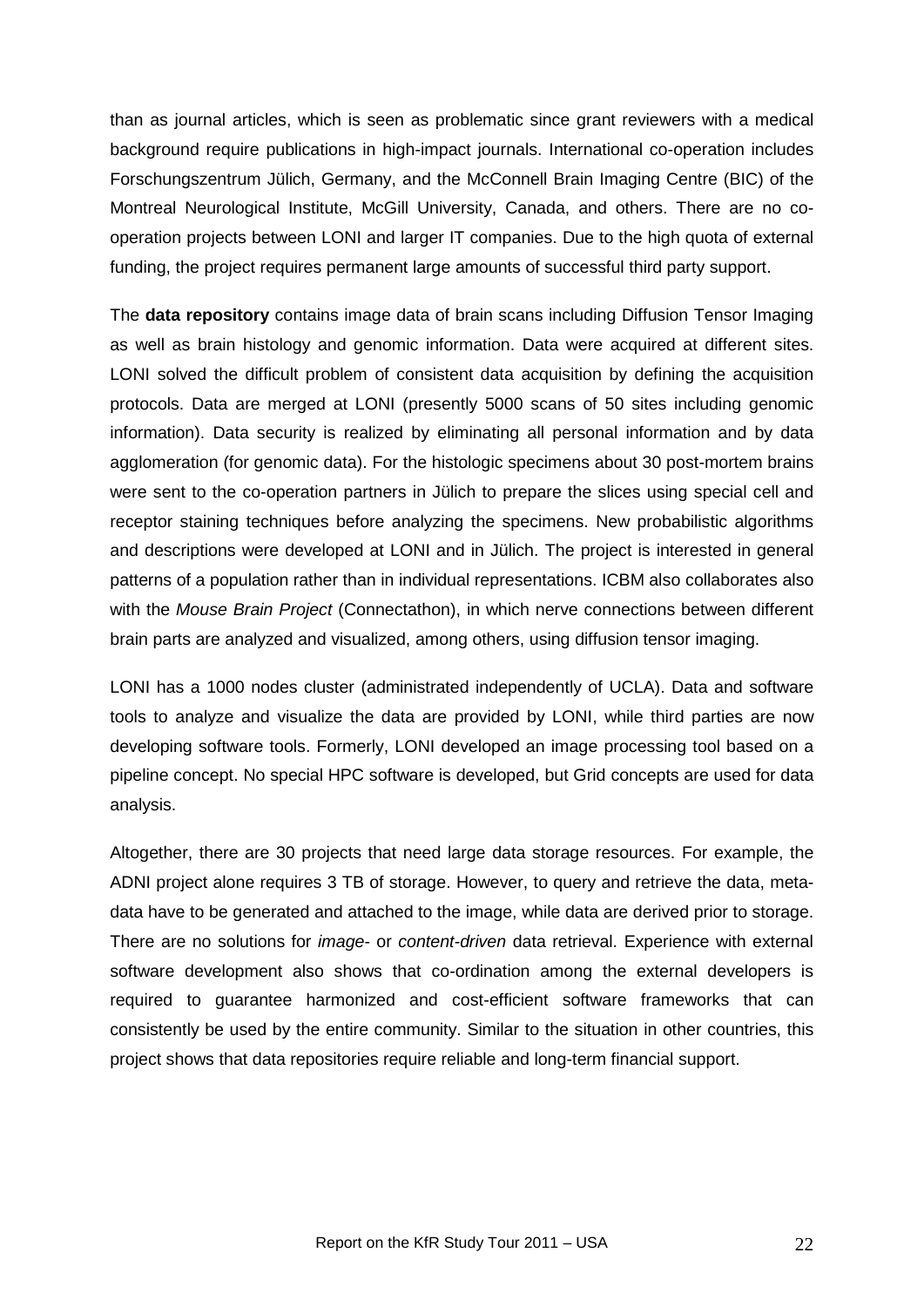than as journal articles, which is seen as problematic since grant reviewers with a medical background require publications in high-impact journals. International co-operation includes Forschungszentrum Jülich, Germany, and the McConnell Brain Imaging Centre (BIC) of the Montreal Neurological Institute, McGill University, Canada, and others. There are no co-operation projects between LONI and larger IT companies. Due to the high quota of external funding, the project requires permanent large amounts of successful third party support.

The **data repository** contains image data of brain scans including Diffusion Tensor Imaging as well as brain histology and genomic information. Data were acquired at different sites. LONI solved the difficult problem of consistent data acquisition by defining the acquisition protocols. Data are merged at LONI (presently 5000 scans of 50 sites including genomic information). Data security is realized by eliminating all personal information and by data agglomeration (for genomic data). For the histologic specimens about 30 post-mortem brains were sent to the co-operation partners in Jülich to prepare the slices using special cell and receptor staining techniques before analyzing the specimens. New probabilistic algorithms and descriptions were developed at LONI and in Jülich. The project is interested in general patterns of a population rather than in individual representations. ICBM also collaborates also with the *Mouse Brain Project* (Connectathon), in which nerve connections between different brain parts are analyzed and visualized, among others, using diffusion tensor imaging.

LONI has a 1000 nodes cluster (administrated independently of UCLA). Data and software tools to analyze and visualize the data are provided by LONI, while third parties are now developing software tools. Formerly, LONI developed an image processing tool based on a pipeline concept. No special HPC software is developed, but Grid concepts are used for data analysis.

Altogether, there are 30 projects that need large data storage resources. For example, the ADNI project alone requires 3 TB of storage. However, to query and retrieve the data, meta-data have to be generated and attached to the image, while data are derived prior to storage. There are no solutions for *image-* or *content-driven* data retrieval. Experience with external software development also shows that co-ordination among the external developers is required to guarantee harmonized and cost-efficient software frameworks that can consistently be used by the entire community. Similar to the situation in other countries, this project shows that data repositories require reliable and long-term financial support.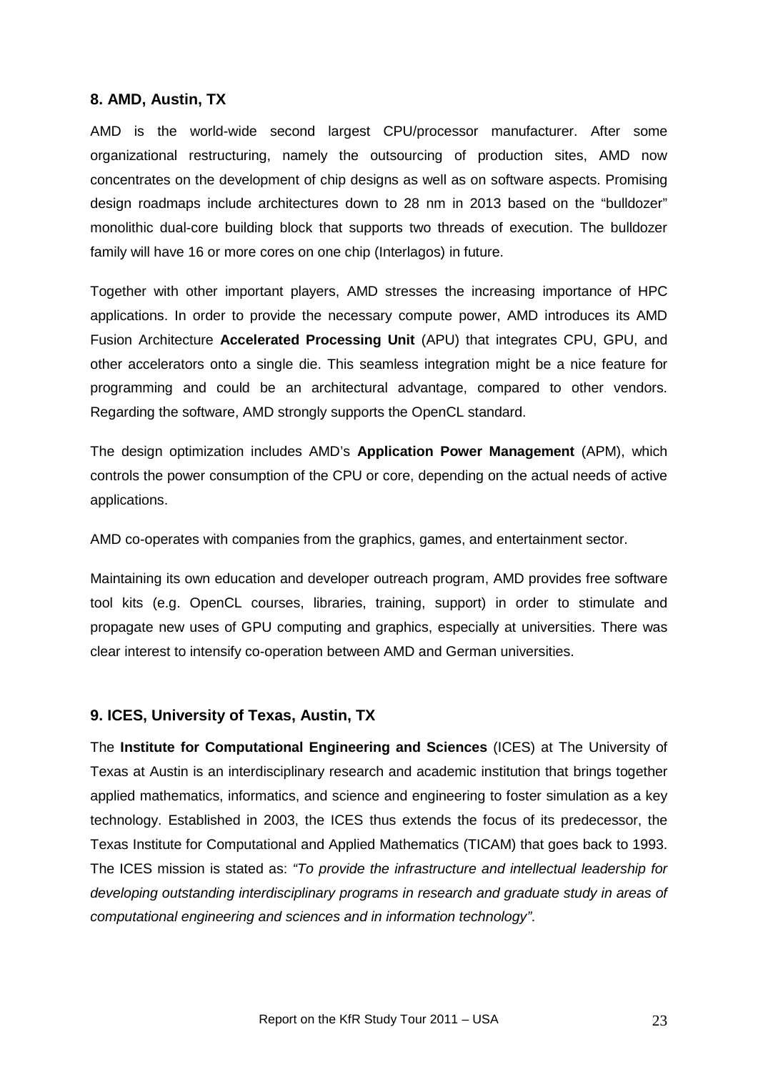## 8. AMD, Austin, TX

AMD is the world-wide second largest CPU/processor manufacturer. After some organizational restructuring, namely the outsourcing of production sites, AMD now concentrates on the development of chip designs as well as on software aspects. Promising design roadmaps include architectures down to 28 nm in 2013 based on the "bulldozer" monolithic dual-core building block that supports two threads of execution. The bulldozer family will have 16 or more cores on one chip (Interlagos) in future.

Together with other important players, AMD stresses the increasing importance of HPC applications. In order to provide the necessary compute power, AMD introduces its AMD Fusion Architecture **Accelerated Processing Unit** (APU) that integrates CPU, GPU, and other accelerators onto a single die. This seamless integration might be a nice feature for programming and could be an architectural advantage, compared to other vendors. Regarding the software, AMD strongly supports the OpenCL standard.

The design optimization includes AMD's **Application Power Management** (APM), which controls the power consumption of the CPU or core, depending on the actual needs of active applications.

AMD co-operates with companies from the graphics, games, and entertainment sector.

Maintaining its own education and developer outreach program, AMD provides free software tool kits (e.g. OpenCL courses, libraries, training, support) in order to stimulate and propagate new uses of GPU computing and graphics, especially at universities. There was clear interest to intensify co-operation between AMD and German universities.

## 9. ICES, University of Texas, Austin, TX

The **Institute for Computational Engineering and Sciences** (ICES) at The University of Texas at Austin is an interdisciplinary research and academic institution that brings together applied mathematics, informatics, and science and engineering to foster simulation as a key technology. Established in 2003, the ICES thus extends the focus of its predecessor, the Texas Institute for Computational and Applied Mathematics (TICAM) that goes back to 1993. The ICES mission is stated as: *"To provide the infrastructure and intellectual leadership for developing outstanding interdisciplinary programs in research and graduate study in areas of computational engineering and sciences and in information technology"*.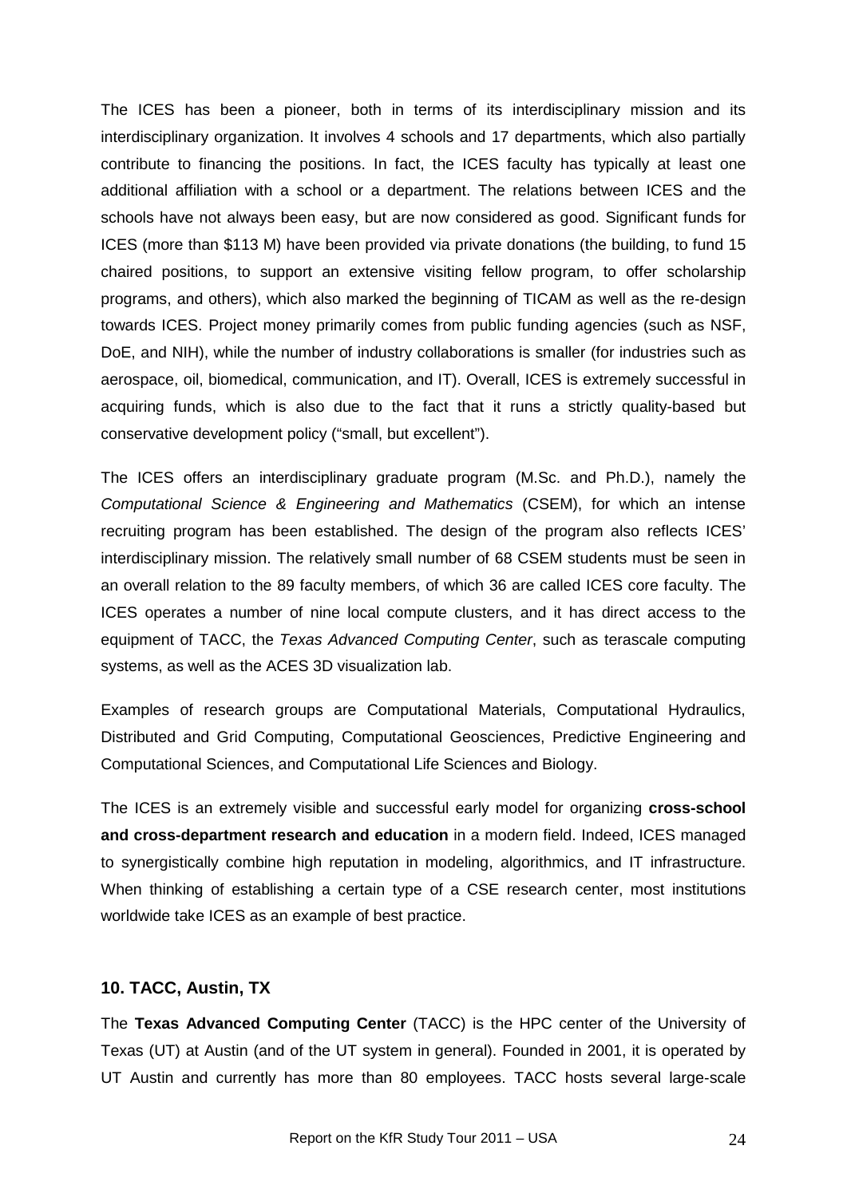The ICES has been a pioneer, both in terms of its interdisciplinary mission and its interdisciplinary organization. It involves 4 schools and 17 departments, which also partially contribute to financing the positions. In fact, the ICES faculty has typically at least one additional affiliation with a school or a department. The relations between ICES and the schools have not always been easy, but are now considered as good. Significant funds for ICES (more than $113 M) have been provided via private donations (the building, to fund 15 chaired positions, to support an extensive visiting fellow program, to offer scholarship programs, and others), which also marked the beginning of TICAM as well as the re-design towards ICES. Project money primarily comes from public funding agencies (such as NSF, DoE, and NIH), while the number of industry collaborations is smaller (for industries such as aerospace, oil, biomedical, communication, and IT). Overall, ICES is extremely successful in acquiring funds, which is also due to the fact that it runs a strictly quality-based but conservative development policy ("small, but excellent").

The ICES offers an interdisciplinary graduate program (M.Sc. and Ph.D.), namely the *Computational Science & Engineering and Mathematics* (CSEM), for which an intense recruiting program has been established. The design of the program also reflects ICES' interdisciplinary mission. The relatively small number of 68 CSEM students must be seen in an overall relation to the 89 faculty members, of which 36 are called ICES core faculty. The ICES operates a number of nine local compute clusters, and it has direct access to the equipment of TACC, the *Texas Advanced Computing Center*, such as terascale computing systems, as well as the ACES 3D visualization lab.

Examples of research groups are Computational Materials, Computational Hydraulics, Distributed and Grid Computing, Computational Geosciences, Predictive Engineering and Computational Sciences, and Computational Life Sciences and Biology.

The ICES is an extremely visible and successful early model for organizing **cross-school and cross-department research and education** in a modern field. Indeed, ICES managed to synergistically combine high reputation in modeling, algorithmics, and IT infrastructure. When thinking of establishing a certain type of a CSE research center, most institutions worldwide take ICES as an example of best practice.

### 10. TACC, Austin, TX

The **Texas Advanced Computing Center** (TACC) is the HPC center of the University of Texas (UT) at Austin (and of the UT system in general). Founded in 2001, it is operated by UT Austin and currently has more than 80 employees. TACC hosts several large-scale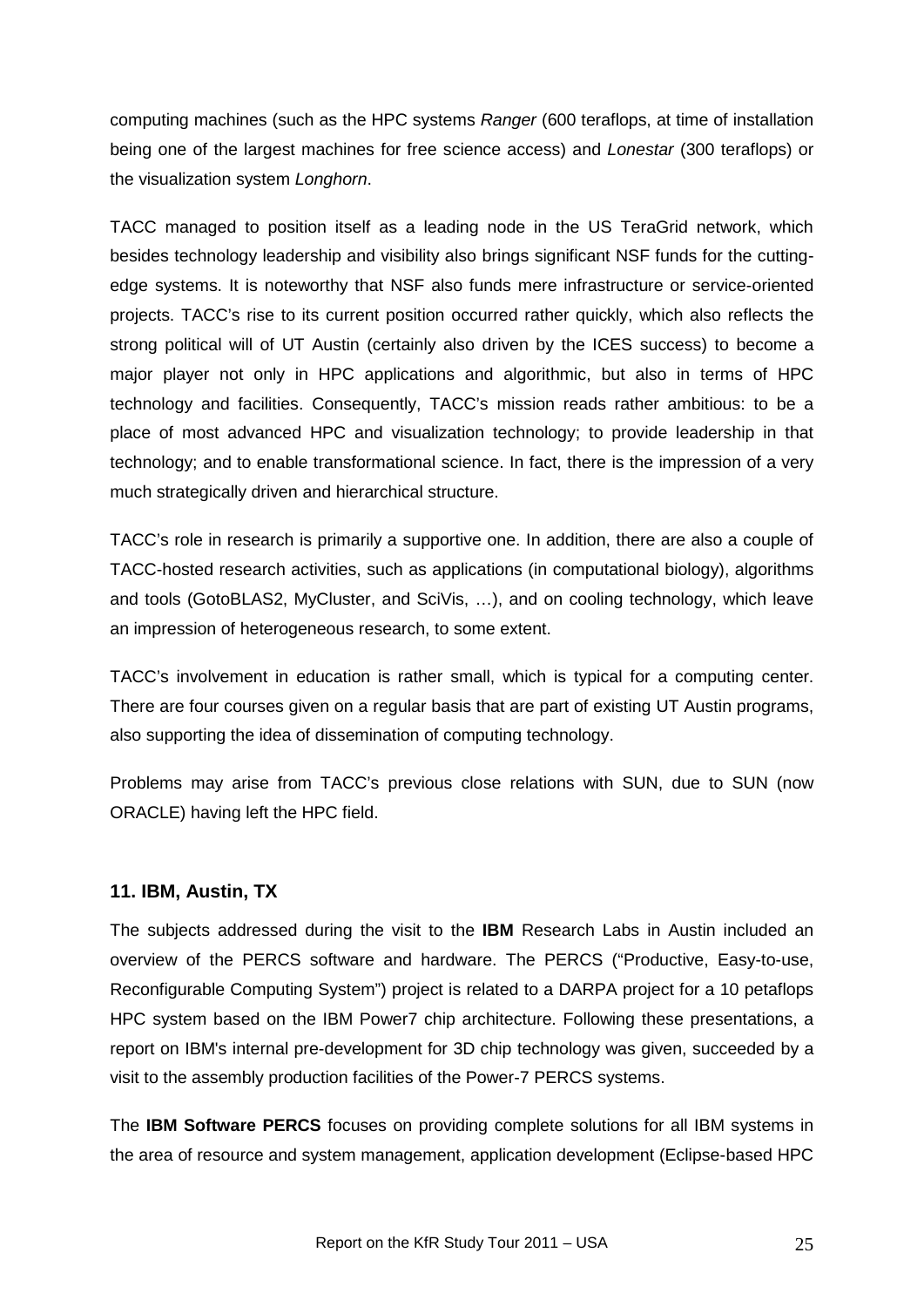computing machines (such as the HPC systems *Ranger* (600 teraflops, at time of installation being one of the largest machines for free science access) and *Lonestar* (300 teraflops) or the visualization system *Longhorn*.

TACC managed to position itself as a leading node in the US TeraGrid network, which besides technology leadership and visibility also brings significant NSF funds for the cutting-edge systems. It is noteworthy that NSF also funds mere infrastructure or service-oriented projects. TACC's rise to its current position occurred rather quickly, which also reflects the strong political will of UT Austin (certainly also driven by the ICES success) to become a major player not only in HPC applications and algorithmic, but also in terms of HPC technology and facilities. Consequently, TACC's mission reads rather ambitious: to be a place of most advanced HPC and visualization technology; to provide leadership in that technology; and to enable transformational science. In fact, there is the impression of a very much strategically driven and hierarchical structure.

TACC's role in research is primarily a supportive one. In addition, there are also a couple of TACC-hosted research activities, such as applications (in computational biology), algorithms and tools (GotoBLAS2, MyCluster, and SciVis, …), and on cooling technology, which leave an impression of heterogeneous research, to some extent.

TACC's involvement in education is rather small, which is typical for a computing center. There are four courses given on a regular basis that are part of existing UT Austin programs, also supporting the idea of dissemination of computing technology.

Problems may arise from TACC's previous close relations with SUN, due to SUN (now ORACLE) having left the HPC field.

### 11. IBM, Austin, TX

The subjects addressed during the visit to the **IBM** Research Labs in Austin included an overview of the PERCS software and hardware. The PERCS ("Productive, Easy-to-use, Reconfigurable Computing System") project is related to a DARPA project for a 10 petaflops HPC system based on the IBM Power7 chip architecture. Following these presentations, a report on IBM's internal pre-development for 3D chip technology was given, succeeded by a visit to the assembly production facilities of the Power-7 PERCS systems.

The **IBM Software PERCS** focuses on providing complete solutions for all IBM systems in the area of resource and system management, application development (Eclipse-based HPC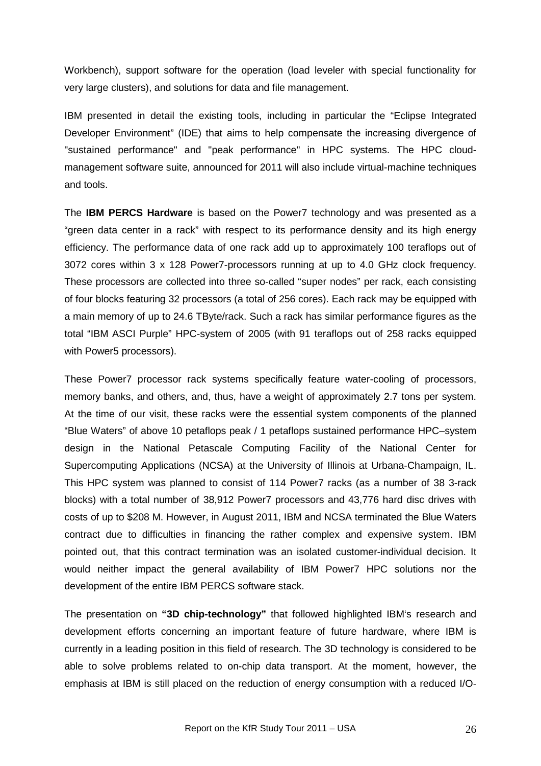Workbench), support software for the operation (load leveler with special functionality for very large clusters), and solutions for data and file management.

IBM presented in detail the existing tools, including in particular the "Eclipse Integrated Developer Environment" (IDE) that aims to help compensate the increasing divergence of "sustained performance" and "peak performance" in HPC systems. The HPC cloud-management software suite, announced for 2011 will also include virtual-machine techniques and tools.

The **IBM PERCS Hardware** is based on the Power7 technology and was presented as a "green data center in a rack" with respect to its performance density and its high energy efficiency. The performance data of one rack add up to approximately 100 teraflops out of 3072 cores within 3 x 128 Power7-processors running at up to 4.0 GHz clock frequency. These processors are collected into three so-called "super nodes" per rack, each consisting of four blocks featuring 32 processors (a total of 256 cores). Each rack may be equipped with a main memory of up to 24.6 TByte/rack. Such a rack has similar performance figures as the total "IBM ASCI Purple" HPC-system of 2005 (with 91 teraflops out of 258 racks equipped with Power5 processors).

These Power7 processor rack systems specifically feature water-cooling of processors, memory banks, and others, and, thus, have a weight of approximately 2.7 tons per system. At the time of our visit, these racks were the essential system components of the planned "Blue Waters" of above 10 petaflops peak / 1 petaflops sustained performance HPC–system design in the National Petascale Computing Facility of the National Center for Supercomputing Applications (NCSA) at the University of Illinois at Urbana-Champaign, IL. This HPC system was planned to consist of 114 Power7 racks (as a number of 38 3-rack blocks) with a total number of 38,912 Power7 processors and 43,776 hard disc drives with costs of up to \$208 M. However, in August 2011, IBM and NCSA terminated the Blue Waters contract due to difficulties in financing the rather complex and expensive system. IBM pointed out, that this contract termination was an isolated customer-individual decision. It would neither impact the general availability of IBM Power7 HPC solutions nor the development of the entire IBM PERCS software stack.

The presentation on **"3D chip-technology"** that followed highlighted IBM's research and development efforts concerning an important feature of future hardware, where IBM is currently in a leading position in this field of research. The 3D technology is considered to be able to solve problems related to on-chip data transport. At the moment, however, the emphasis at IBM is still placed on the reduction of energy consumption with a reduced I/O-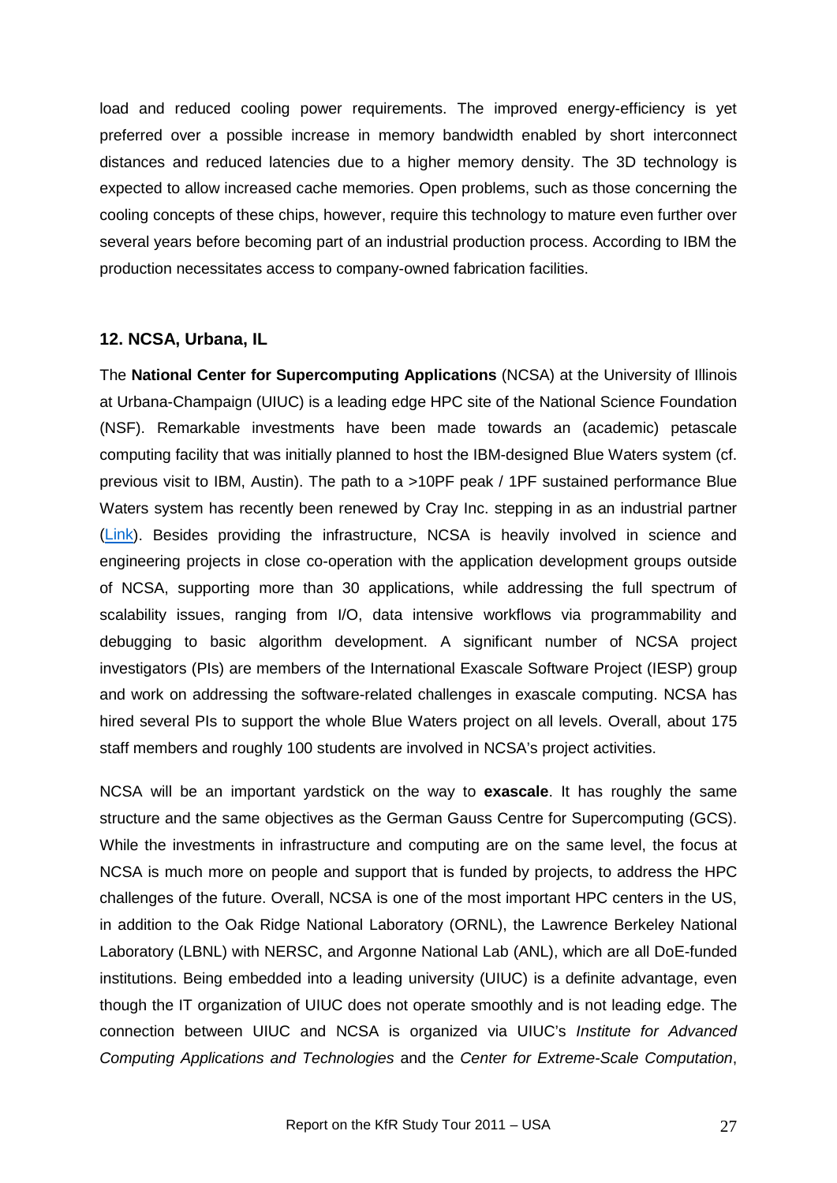load and reduced cooling power requirements. The improved energy-efficiency is yet preferred over a possible increase in memory bandwidth enabled by short interconnect distances and reduced latencies due to a higher memory density. The 3D technology is expected to allow increased cache memories. Open problems, such as those concerning the cooling concepts of these chips, however, require this technology to mature even further over several years before becoming part of an industrial production process. According to IBM the production necessitates access to company-owned fabrication facilities.

### 12. NCSA, Urbana, IL

The **National Center for Supercomputing Applications** (NCSA) at the University of Illinois at Urbana-Champaign (UIUC) is a leading edge HPC site of the National Science Foundation (NSF). Remarkable investments have been made towards an (academic) petascale computing facility that was initially planned to host the IBM-designed Blue Waters system (cf. previous visit to IBM, Austin). The path to a >10PF peak / 1PF sustained performance Blue Waters system has recently been renewed by Cray Inc. stepping in as an industrial partner (Link). Besides providing the infrastructure, NCSA is heavily involved in science and engineering projects in close co-operation with the application development groups outside of NCSA, supporting more than 30 applications, while addressing the full spectrum of scalability issues, ranging from I/O, data intensive workflows via programmability and debugging to basic algorithm development. A significant number of NCSA project investigators (PIs) are members of the International Exascale Software Project (IESP) group and work on addressing the software-related challenges in exascale computing. NCSA has hired several PIs to support the whole Blue Waters project on all levels. Overall, about 175 staff members and roughly 100 students are involved in NCSA's project activities.

NCSA will be an important yardstick on the way to **exascale**. It has roughly the same structure and the same objectives as the German Gauss Centre for Supercomputing (GCS). While the investments in infrastructure and computing are on the same level, the focus at NCSA is much more on people and support that is funded by projects, to address the HPC challenges of the future. Overall, NCSA is one of the most important HPC centers in the US, in addition to the Oak Ridge National Laboratory (ORNL), the Lawrence Berkeley National Laboratory (LBNL) with NERSC, and Argonne National Lab (ANL), which are all DoE-funded institutions. Being embedded into a leading university (UIUC) is a definite advantage, even though the IT organization of UIUC does not operate smoothly and is not leading edge. The connection between UIUC and NCSA is organized via UIUC's *Institute for Advanced Computing Applications and Technologies* and the *Center for Extreme-Scale Computation*,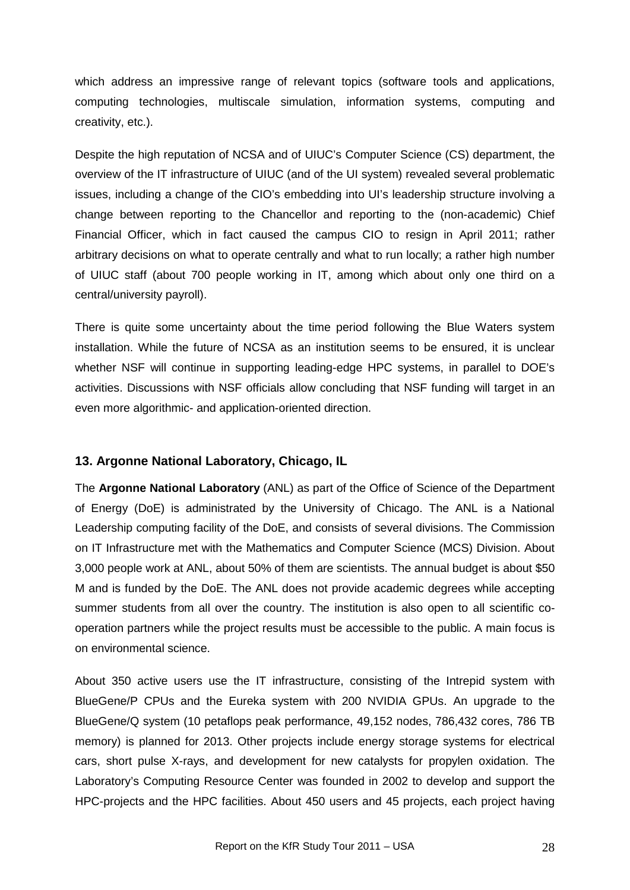which address an impressive range of relevant topics (software tools and applications, computing technologies, multiscale simulation, information systems, computing and creativity, etc.).

Despite the high reputation of NCSA and of UIUC's Computer Science (CS) department, the overview of the IT infrastructure of UIUC (and of the UI system) revealed several problematic issues, including a change of the CIO's embedding into UI's leadership structure involving a change between reporting to the Chancellor and reporting to the (non-academic) Chief Financial Officer, which in fact caused the campus CIO to resign in April 2011; rather arbitrary decisions on what to operate centrally and what to run locally; a rather high number of UIUC staff (about 700 people working in IT, among which about only one third on a central/university payroll).

There is quite some uncertainty about the time period following the Blue Waters system installation. While the future of NCSA as an institution seems to be ensured, it is unclear whether NSF will continue in supporting leading-edge HPC systems, in parallel to DOE's activities. Discussions with NSF officials allow concluding that NSF funding will target in an even more algorithmic- and application-oriented direction.

## 13. Argonne National Laboratory, Chicago, IL

The **Argonne National Laboratory** (ANL) as part of the Office of Science of the Department of Energy (DoE) is administrated by the University of Chicago. The ANL is a National Leadership computing facility of the DoE, and consists of several divisions. The Commission on IT Infrastructure met with the Mathematics and Computer Science (MCS) Division. About 3,000 people work at ANL, about 50% of them are scientists. The annual budget is about $50 M and is funded by the DoE. The ANL does not provide academic degrees while accepting summer students from all over the country. The institution is also open to all scientific co-operation partners while the project results must be accessible to the public. A main focus is on environmental science.

About 350 active users use the IT infrastructure, consisting of the Intrepid system with BlueGene/P CPUs and the Eureka system with 200 NVIDIA GPUs. An upgrade to the BlueGene/Q system (10 petaflops peak performance, 49,152 nodes, 786,432 cores, 786 TB memory) is planned for 2013. Other projects include energy storage systems for electrical cars, short pulse X-rays, and development for new catalysts for propylen oxidation. The Laboratory's Computing Resource Center was founded in 2002 to develop and support the HPC-projects and the HPC facilities. About 450 users and 45 projects, each project having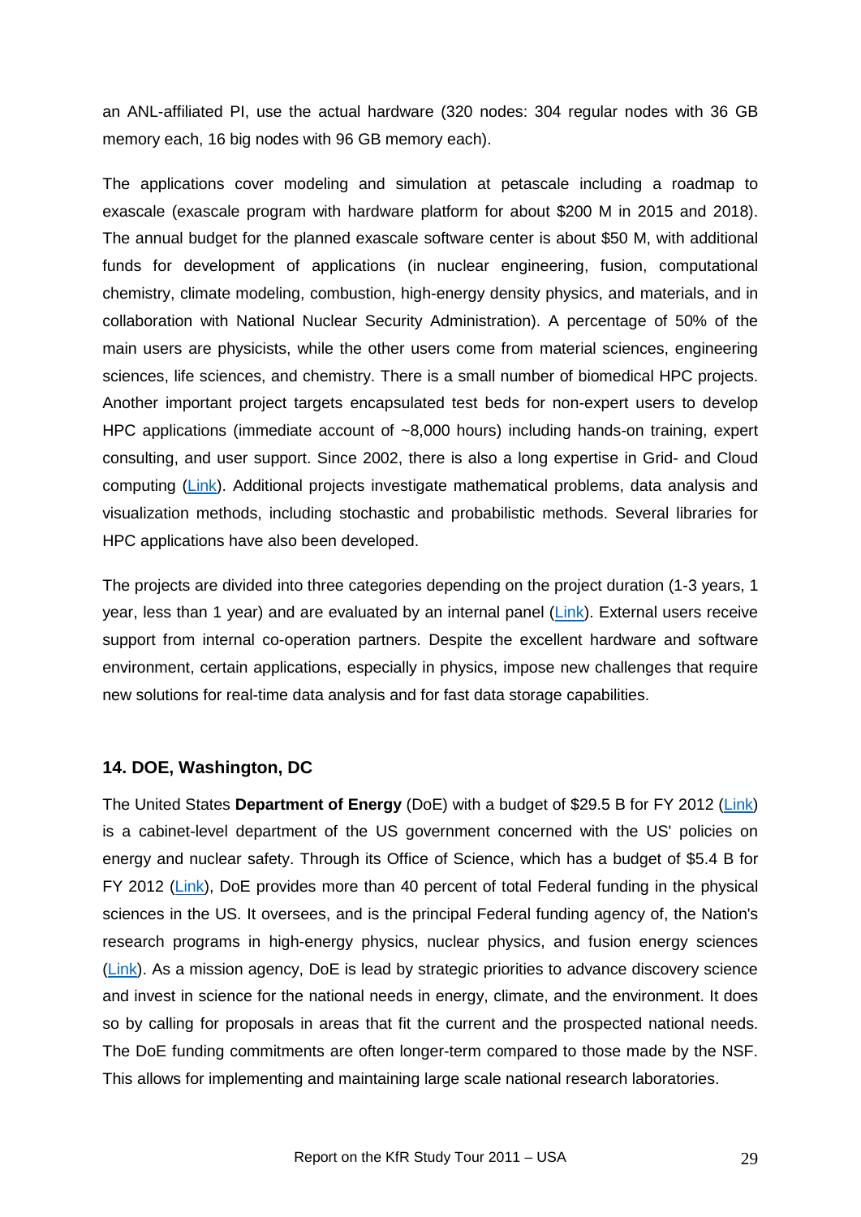an ANL-affiliated PI, use the actual hardware (320 nodes: 304 regular nodes with 36 GB memory each, 16 big nodes with 96 GB memory each).

The applications cover modeling and simulation at petascale including a roadmap to exascale (exascale program with hardware platform for about \$200 M in 2015 and 2018). The annual budget for the planned exascale software center is about \$50 M, with additional funds for development of applications (in nuclear engineering, fusion, computational chemistry, climate modeling, combustion, high-energy density physics, and materials, and in collaboration with National Nuclear Security Administration). A percentage of 50% of the main users are physicists, while the other users come from material sciences, engineering sciences, life sciences, and chemistry. There is a small number of biomedical HPC projects. Another important project targets encapsulated test beds for non-expert users to develop HPC applications (immediate account of ~8,000 hours) including hands-on training, expert consulting, and user support. Since 2002, there is also a long expertise in Grid- and Cloud computing (Link). Additional projects investigate mathematical problems, data analysis and visualization methods, including stochastic and probabilistic methods. Several libraries for HPC applications have also been developed.

The projects are divided into three categories depending on the project duration (1-3 years, 1 year, less than 1 year) and are evaluated by an internal panel (Link). External users receive support from internal co-operation partners. Despite the excellent hardware and software environment, certain applications, especially in physics, impose new challenges that require new solutions for real-time data analysis and for fast data storage capabilities.

### 14. DOE, Washington, DC

The United States **Department of Energy** (DoE) with a budget of \$29.5 B for FY 2012 (Link) is a cabinet-level department of the US government concerned with the US' policies on energy and nuclear safety. Through its Office of Science, which has a budget of \$5.4 B for FY 2012 (Link), DoE provides more than 40 percent of total Federal funding in the physical sciences in the US. It oversees, and is the principal Federal funding agency of, the Nation's research programs in high-energy physics, nuclear physics, and fusion energy sciences (Link). As a mission agency, DoE is lead by strategic priorities to advance discovery science and invest in science for the national needs in energy, climate, and the environment. It does so by calling for proposals in areas that fit the current and the prospected national needs. The DoE funding commitments are often longer-term compared to those made by the NSF. This allows for implementing and maintaining large scale national research laboratories.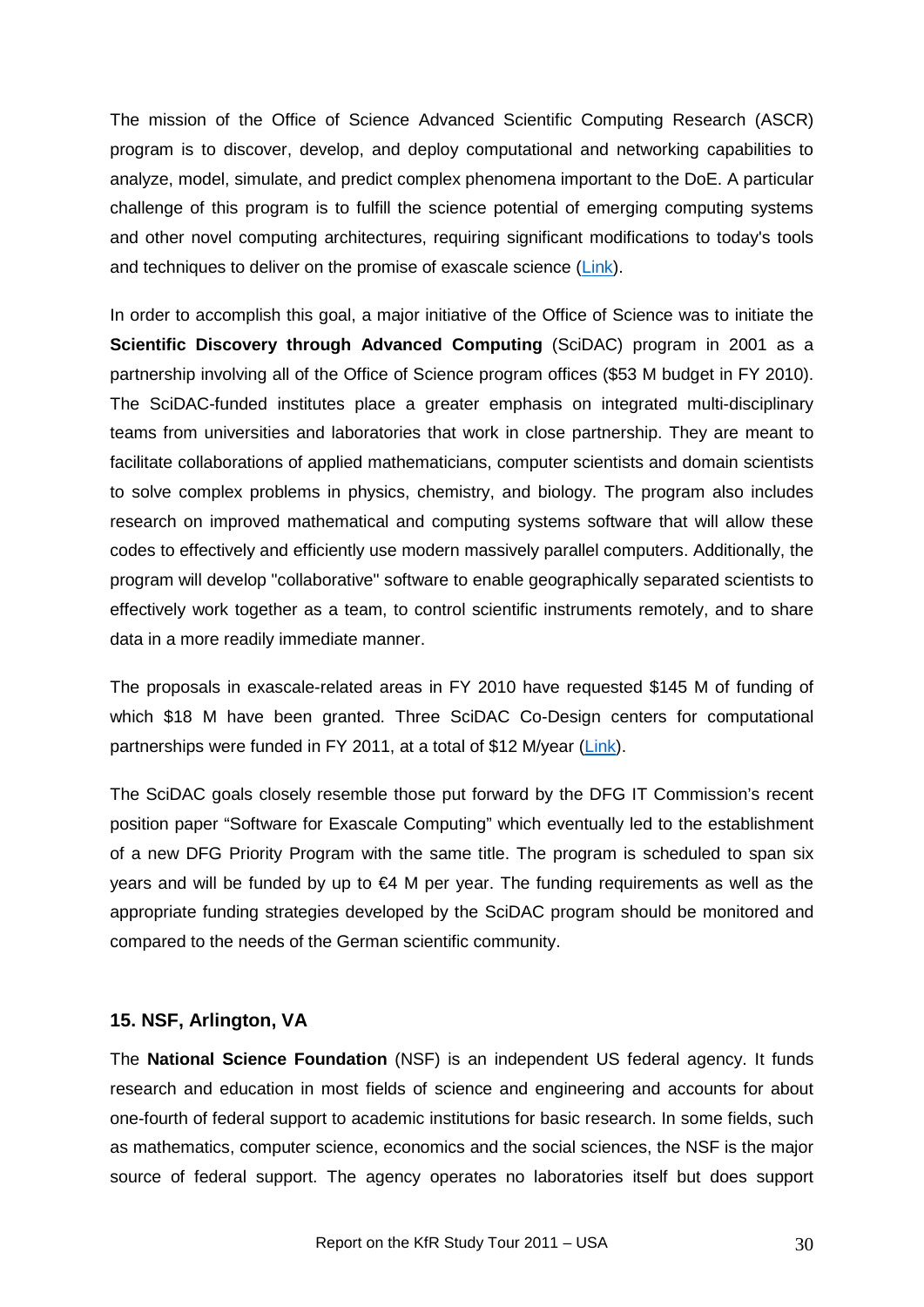The mission of the Office of Science Advanced Scientific Computing Research (ASCR) program is to discover, develop, and deploy computational and networking capabilities to analyze, model, simulate, and predict complex phenomena important to the DoE. A particular challenge of this program is to fulfill the science potential of emerging computing systems and other novel computing architectures, requiring significant modifications to today's tools and techniques to deliver on the promise of exascale science (Link).

In order to accomplish this goal, a major initiative of the Office of Science was to initiate the **Scientific Discovery through Advanced Computing** (SciDAC) program in 2001 as a partnership involving all of the Office of Science program offices ($53 M budget in FY 2010). The SciDAC-funded institutes place a greater emphasis on integrated multi-disciplinary teams from universities and laboratories that work in close partnership. They are meant to facilitate collaborations of applied mathematicians, computer scientists and domain scientists to solve complex problems in physics, chemistry, and biology. The program also includes research on improved mathematical and computing systems software that will allow these codes to effectively and efficiently use modern massively parallel computers. Additionally, the program will develop "collaborative" software to enable geographically separated scientists to effectively work together as a team, to control scientific instruments remotely, and to share data in a more readily immediate manner.

The proposals in exascale-related areas in FY 2010 have requested $145 M of funding of which $18 M have been granted. Three SciDAC Co-Design centers for computational partnerships were funded in FY 2011, at a total of $12 M/year (Link).

The SciDAC goals closely resemble those put forward by the DFG IT Commission's recent position paper "Software for Exascale Computing" which eventually led to the establishment of a new DFG Priority Program with the same title. The program is scheduled to span six years and will be funded by up to €4 M per year. The funding requirements as well as the appropriate funding strategies developed by the SciDAC program should be monitored and compared to the needs of the German scientific community.

### 15. NSF, Arlington, VA

The **National Science Foundation** (NSF) is an independent US federal agency. It funds research and education in most fields of science and engineering and accounts for about one-fourth of federal support to academic institutions for basic research. In some fields, such as mathematics, computer science, economics and the social sciences, the NSF is the major source of federal support. The agency operates no laboratories itself but does support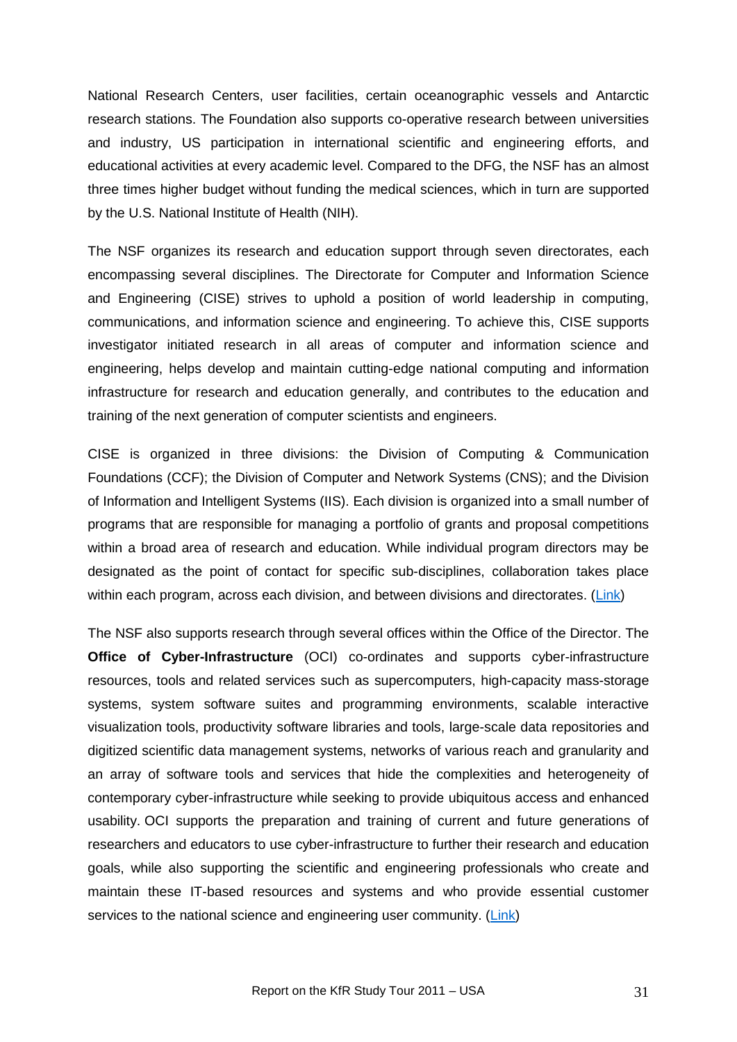National Research Centers, user facilities, certain oceanographic vessels and Antarctic research stations. The Foundation also supports co-operative research between universities and industry, US participation in international scientific and engineering efforts, and educational activities at every academic level. Compared to the DFG, the NSF has an almost three times higher budget without funding the medical sciences, which in turn are supported by the U.S. National Institute of Health (NIH).

The NSF organizes its research and education support through seven directorates, each encompassing several disciplines. The Directorate for Computer and Information Science and Engineering (CISE) strives to uphold a position of world leadership in computing, communications, and information science and engineering. To achieve this, CISE supports investigator initiated research in all areas of computer and information science and engineering, helps develop and maintain cutting-edge national computing and information infrastructure for research and education generally, and contributes to the education and training of the next generation of computer scientists and engineers.

CISE is organized in three divisions: the Division of Computing & Communication Foundations (CCF); the Division of Computer and Network Systems (CNS); and the Division of Information and Intelligent Systems (IIS). Each division is organized into a small number of programs that are responsible for managing a portfolio of grants and proposal competitions within a broad area of research and education. While individual program directors may be designated as the point of contact for specific sub-disciplines, collaboration takes place within each program, across each division, and between divisions and directorates. (Link)

The NSF also supports research through several offices within the Office of the Director. The **Office of Cyber-Infrastructure** (OCI) co-ordinates and supports cyber-infrastructure resources, tools and related services such as supercomputers, high-capacity mass-storage systems, system software suites and programming environments, scalable interactive visualization tools, productivity software libraries and tools, large-scale data repositories and digitized scientific data management systems, networks of various reach and granularity and an array of software tools and services that hide the complexities and heterogeneity of contemporary cyber-infrastructure while seeking to provide ubiquitous access and enhanced usability. OCI supports the preparation and training of current and future generations of researchers and educators to use cyber-infrastructure to further their research and education goals, while also supporting the scientific and engineering professionals who create and maintain these IT-based resources and systems and who provide essential customer services to the national science and engineering user community. (Link)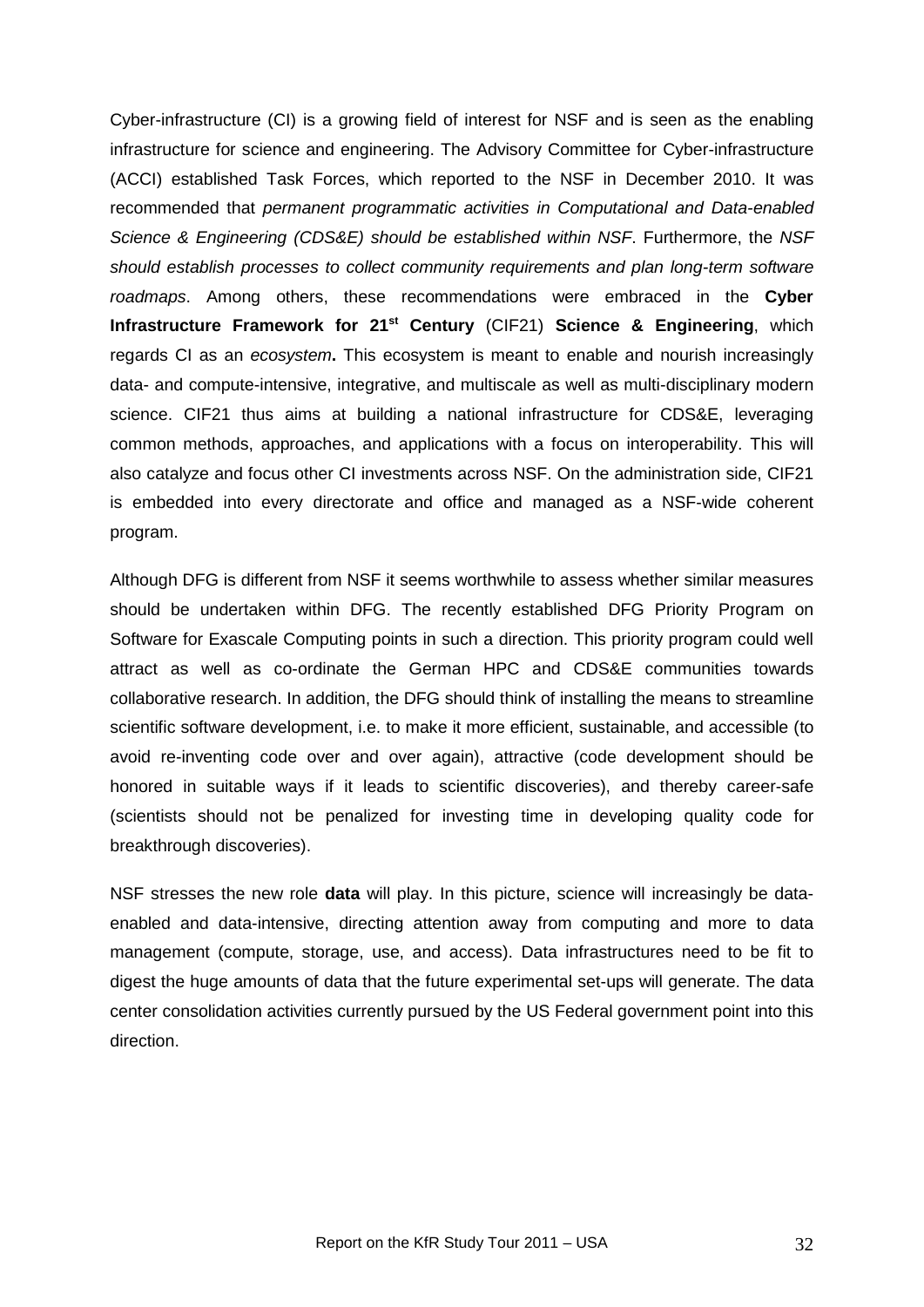Cyber-infrastructure (CI) is a growing field of interest for NSF and is seen as the enabling infrastructure for science and engineering. The Advisory Committee for Cyber-infrastructure (ACCI) established Task Forces, which reported to the NSF in December 2010. It was recommended that *permanent programmatic activities in Computational and Data-enabled Science & Engineering (CDS&E) should be established within NSF*. Furthermore, the *NSF should establish processes to collect community requirements and plan long-term software roadmaps*. Among others, these recommendations were embraced in the **Cyber Infrastructure Framework for 21st Century** (CIF21) **Science & Engineering**, which regards CI as an *ecosystem***.** This ecosystem is meant to enable and nourish increasingly data- and compute-intensive, integrative, and multiscale as well as multi-disciplinary modern science. CIF21 thus aims at building a national infrastructure for CDS&E, leveraging common methods, approaches, and applications with a focus on interoperability. This will also catalyze and focus other CI investments across NSF. On the administration side, CIF21 is embedded into every directorate and office and managed as a NSF-wide coherent program.

Although DFG is different from NSF it seems worthwhile to assess whether similar measures should be undertaken within DFG. The recently established DFG Priority Program on Software for Exascale Computing points in such a direction. This priority program could well attract as well as co-ordinate the German HPC and CDS&E communities towards collaborative research. In addition, the DFG should think of installing the means to streamline scientific software development, i.e. to make it more efficient, sustainable, and accessible (to avoid re-inventing code over and over again), attractive (code development should be honored in suitable ways if it leads to scientific discoveries), and thereby career-safe (scientists should not be penalized for investing time in developing quality code for breakthrough discoveries).

NSF stresses the new role **data** will play. In this picture, science will increasingly be data-enabled and data-intensive, directing attention away from computing and more to data management (compute, storage, use, and access). Data infrastructures need to be fit to digest the huge amounts of data that the future experimental set-ups will generate. The data center consolidation activities currently pursued by the US Federal government point into this direction.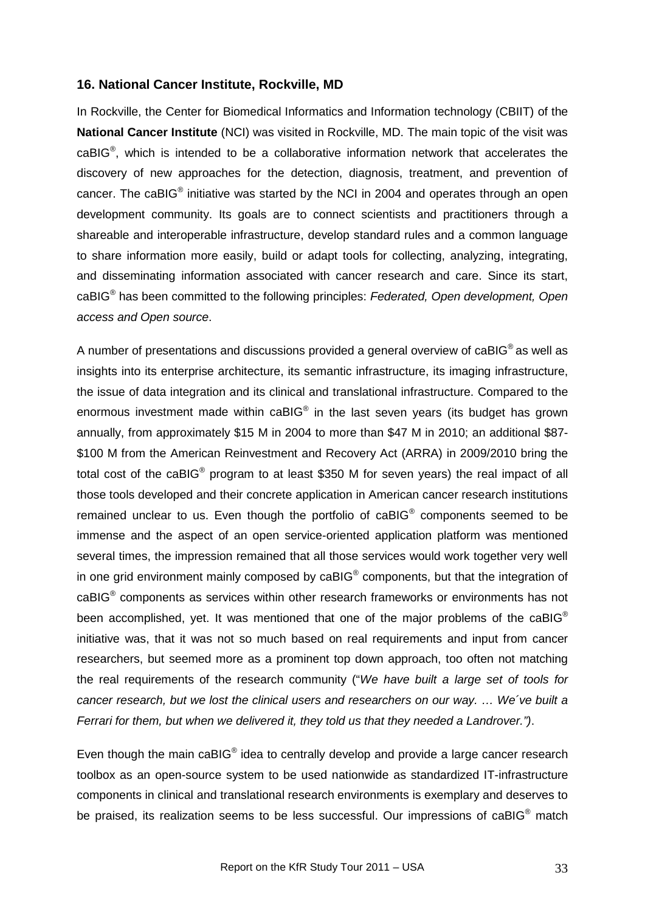### 16. National Cancer Institute, Rockville, MD

In Rockville, the Center for Biomedical Informatics and Information technology (CBIIT) of the **National Cancer Institute** (NCI) was visited in Rockville, MD. The main topic of the visit was caBIG®, which is intended to be a collaborative information network that accelerates the discovery of new approaches for the detection, diagnosis, treatment, and prevention of cancer. The caBIG® initiative was started by the NCI in 2004 and operates through an open development community. Its goals are to connect scientists and practitioners through a shareable and interoperable infrastructure, develop standard rules and a common language to share information more easily, build or adapt tools for collecting, analyzing, integrating, and disseminating information associated with cancer research and care. Since its start, caBIG® has been committed to the following principles: *Federated, Open development, Open access and Open source*.

A number of presentations and discussions provided a general overview of caBIG® as well as insights into its enterprise architecture, its semantic infrastructure, its imaging infrastructure, the issue of data integration and its clinical and translational infrastructure. Compared to the enormous investment made within caBIG® in the last seven years (its budget has grown annually, from approximately \$15 M in 2004 to more than \$47 M in 2010; an additional \$87-\$100 M from the American Reinvestment and Recovery Act (ARRA) in 2009/2010 bring the total cost of the caBIG® program to at least \$350 M for seven years) the real impact of all those tools developed and their concrete application in American cancer research institutions remained unclear to us. Even though the portfolio of caBIG® components seemed to be immense and the aspect of an open service-oriented application platform was mentioned several times, the impression remained that all those services would work together very well in one grid environment mainly composed by caBIG® components, but that the integration of caBIG® components as services within other research frameworks or environments has not been accomplished, yet. It was mentioned that one of the major problems of the caBIG® initiative was, that it was not so much based on real requirements and input from cancer researchers, but seemed more as a prominent top down approach, too often not matching the real requirements of the research community ("*We have built a large set of tools for cancer research, but we lost the clinical users and researchers on our way. … We´ve built a Ferrari for them, but when we delivered it, they told us that they needed a Landrover.")*.

Even though the main caBIG® idea to centrally develop and provide a large cancer research toolbox as an open-source system to be used nationwide as standardized IT-infrastructure components in clinical and translational research environments is exemplary and deserves to be praised, its realization seems to be less successful. Our impressions of caBIG® match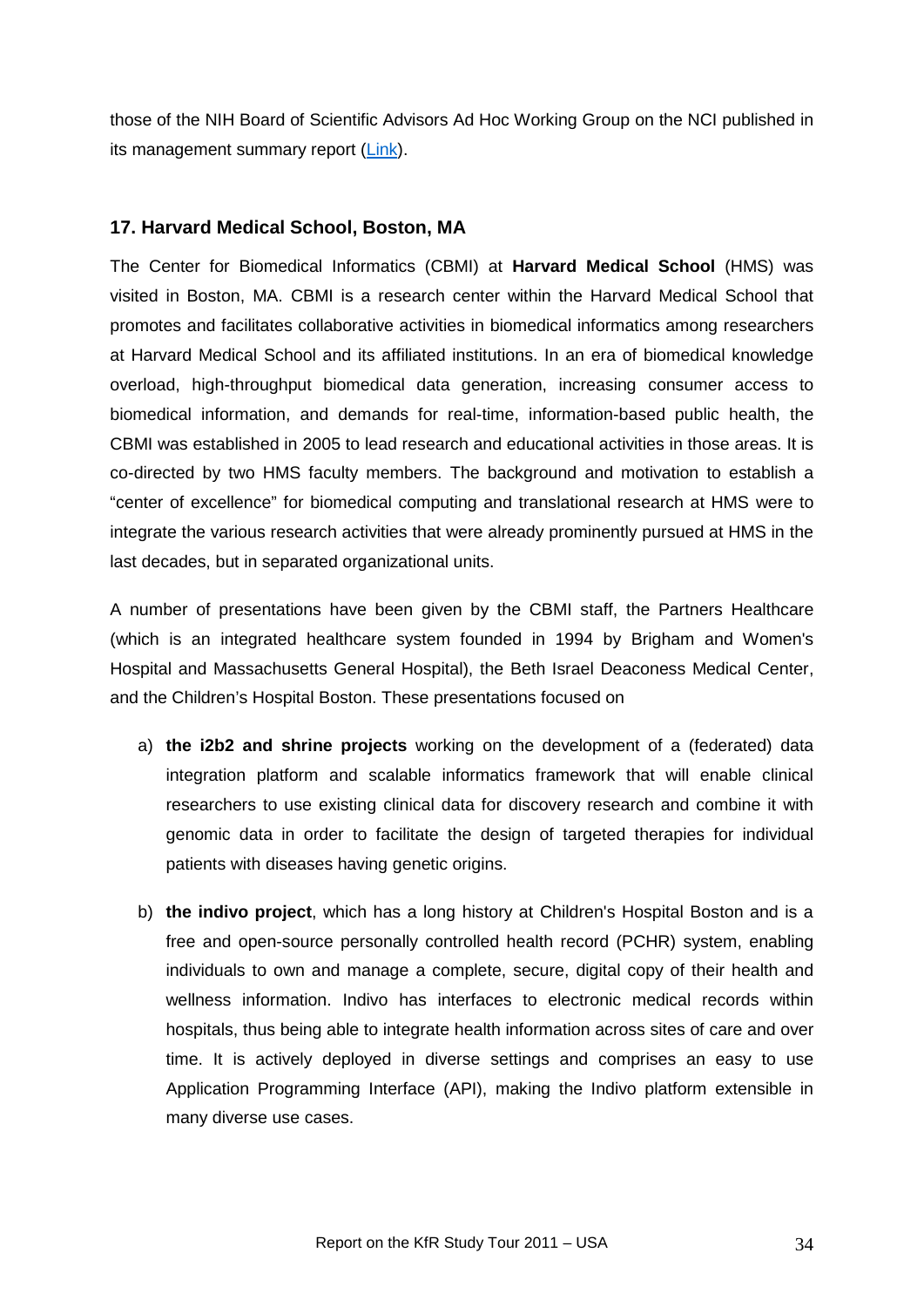those of the NIH Board of Scientific Advisors Ad Hoc Working Group on the NCI published in its management summary report (Link).

### 17. Harvard Medical School, Boston, MA

The Center for Biomedical Informatics (CBMI) at **Harvard Medical School** (HMS) was visited in Boston, MA. CBMI is a research center within the Harvard Medical School that promotes and facilitates collaborative activities in biomedical informatics among researchers at Harvard Medical School and its affiliated institutions. In an era of biomedical knowledge overload, high-throughput biomedical data generation, increasing consumer access to biomedical information, and demands for real-time, information-based public health, the CBMI was established in 2005 to lead research and educational activities in those areas. It is co-directed by two HMS faculty members. The background and motivation to establish a "center of excellence" for biomedical computing and translational research at HMS were to integrate the various research activities that were already prominently pursued at HMS in the last decades, but in separated organizational units.

A number of presentations have been given by the CBMI staff, the Partners Healthcare (which is an integrated healthcare system founded in 1994 by Brigham and Women's Hospital and Massachusetts General Hospital), the Beth Israel Deaconess Medical Center, and the Children's Hospital Boston. These presentations focused on

a) **the i2b2 and shrine projects** working on the development of a (federated) data integration platform and scalable informatics framework that will enable clinical researchers to use existing clinical data for discovery research and combine it with genomic data in order to facilitate the design of targeted therapies for individual patients with diseases having genetic origins.

b) **the indivo project**, which has a long history at Children's Hospital Boston and is a free and open-source personally controlled health record (PCHR) system, enabling individuals to own and manage a complete, secure, digital copy of their health and wellness information. Indivo has interfaces to electronic medical records within hospitals, thus being able to integrate health information across sites of care and over time. It is actively deployed in diverse settings and comprises an easy to use Application Programming Interface (API), making the Indivo platform extensible in many diverse use cases.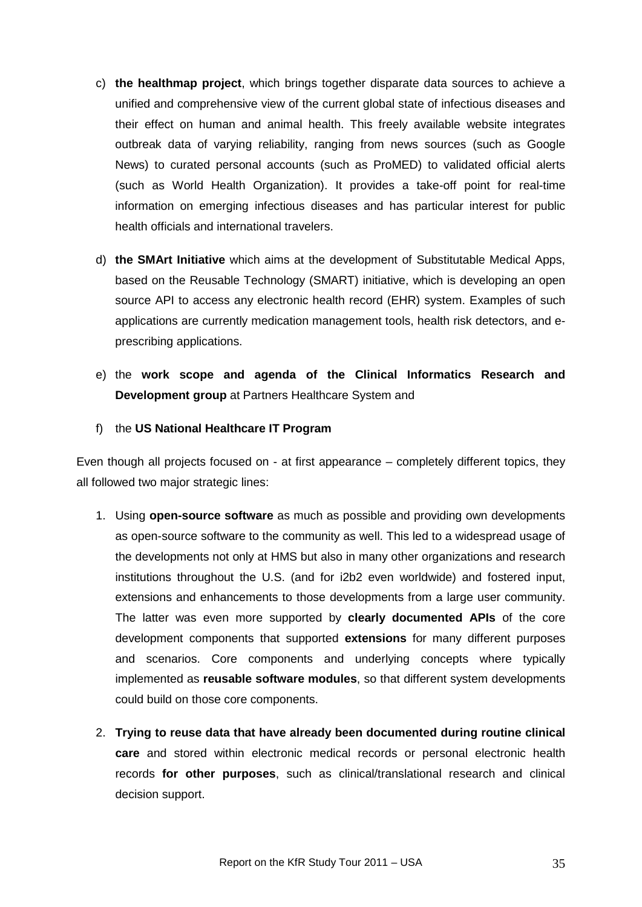c) **the healthmap project**, which brings together disparate data sources to achieve a unified and comprehensive view of the current global state of infectious diseases and their effect on human and animal health. This freely available website integrates outbreak data of varying reliability, ranging from news sources (such as Google News) to curated personal accounts (such as ProMED) to validated official alerts (such as World Health Organization). It provides a take-off point for real-time information on emerging infectious diseases and has particular interest for public health officials and international travelers.

d) **the SMArt Initiative** which aims at the development of Substitutable Medical Apps, based on the Reusable Technology (SMART) initiative, which is developing an open source API to access any electronic health record (EHR) system. Examples of such applications are currently medication management tools, health risk detectors, and e-prescribing applications.

e) the **work scope and agenda of the Clinical Informatics Research and Development group** at Partners Healthcare System and

f) the **US National Healthcare IT Program**

Even though all projects focused on - at first appearance – completely different topics, they all followed two major strategic lines:

1. Using **open-source software** as much as possible and providing own developments as open-source software to the community as well. This led to a widespread usage of the developments not only at HMS but also in many other organizations and research institutions throughout the U.S. (and for i2b2 even worldwide) and fostered input, extensions and enhancements to those developments from a large user community. The latter was even more supported by **clearly documented APIs** of the core development components that supported **extensions** for many different purposes and scenarios. Core components and underlying concepts where typically implemented as **reusable software modules**, so that different system developments could build on those core components.

2. **Trying to reuse data that have already been documented during routine clinical care** and stored within electronic medical records or personal electronic health records **for other purposes**, such as clinical/translational research and clinical decision support.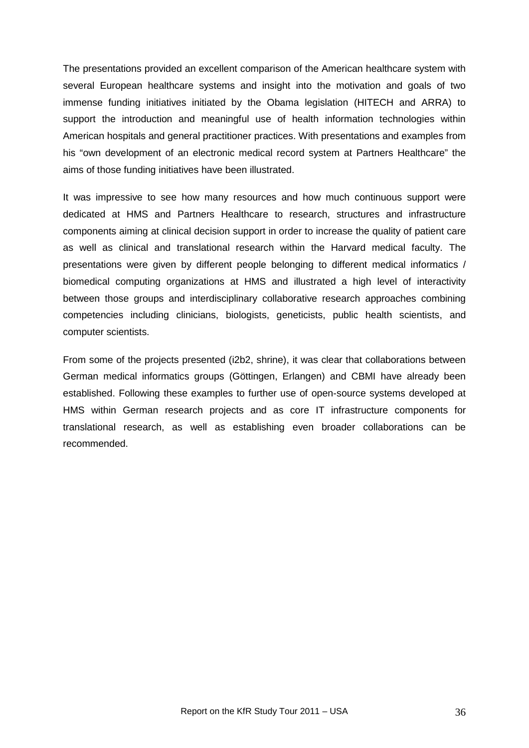The presentations provided an excellent comparison of the American healthcare system with several European healthcare systems and insight into the motivation and goals of two immense funding initiatives initiated by the Obama legislation (HITECH and ARRA) to support the introduction and meaningful use of health information technologies within American hospitals and general practitioner practices. With presentations and examples from his "own development of an electronic medical record system at Partners Healthcare" the aims of those funding initiatives have been illustrated.

It was impressive to see how many resources and how much continuous support were dedicated at HMS and Partners Healthcare to research, structures and infrastructure components aiming at clinical decision support in order to increase the quality of patient care as well as clinical and translational research within the Harvard medical faculty. The presentations were given by different people belonging to different medical informatics / biomedical computing organizations at HMS and illustrated a high level of interactivity between those groups and interdisciplinary collaborative research approaches combining competencies including clinicians, biologists, geneticists, public health scientists, and computer scientists.

From some of the projects presented (i2b2, shrine), it was clear that collaborations between German medical informatics groups (Göttingen, Erlangen) and CBMI have already been established. Following these examples to further use of open-source systems developed at HMS within German research projects and as core IT infrastructure components for translational research, as well as establishing even broader collaborations can be recommended.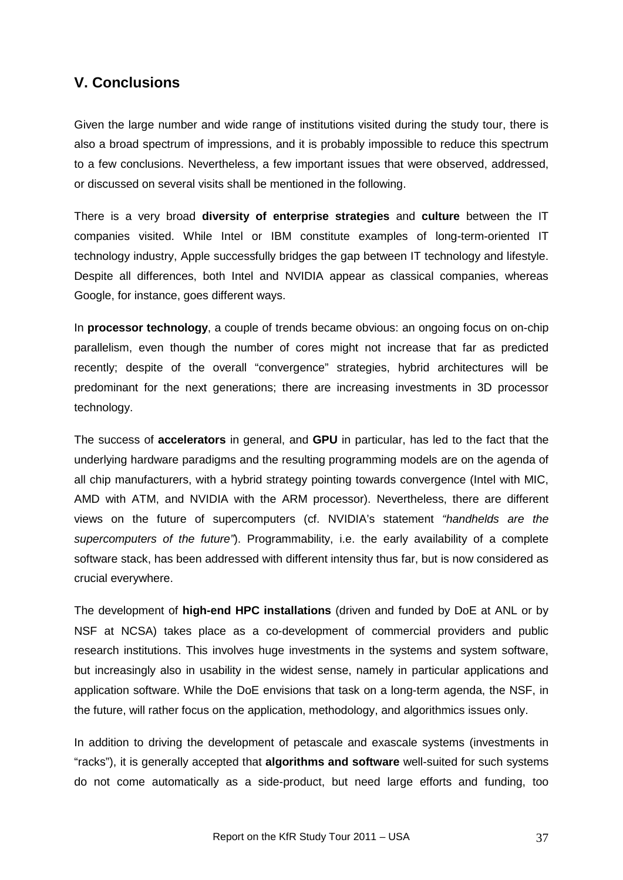## V. Conclusions

Given the large number and wide range of institutions visited during the study tour, there is also a broad spectrum of impressions, and it is probably impossible to reduce this spectrum to a few conclusions. Nevertheless, a few important issues that were observed, addressed, or discussed on several visits shall be mentioned in the following.

There is a very broad **diversity of enterprise strategies** and **culture** between the IT companies visited. While Intel or IBM constitute examples of long-term-oriented IT technology industry, Apple successfully bridges the gap between IT technology and lifestyle. Despite all differences, both Intel and NVIDIA appear as classical companies, whereas Google, for instance, goes different ways.

In **processor technology**, a couple of trends became obvious: an ongoing focus on on-chip parallelism, even though the number of cores might not increase that far as predicted recently; despite of the overall "convergence" strategies, hybrid architectures will be predominant for the next generations; there are increasing investments in 3D processor technology.

The success of **accelerators** in general, and **GPU** in particular, has led to the fact that the underlying hardware paradigms and the resulting programming models are on the agenda of all chip manufacturers, with a hybrid strategy pointing towards convergence (Intel with MIC, AMD with ATM, and NVIDIA with the ARM processor). Nevertheless, there are different views on the future of supercomputers (cf. NVIDIA's statement *"handhelds are the supercomputers of the future"*). Programmability, i.e. the early availability of a complete software stack, has been addressed with different intensity thus far, but is now considered as crucial everywhere.

The development of **high-end HPC installations** (driven and funded by DoE at ANL or by NSF at NCSA) takes place as a co-development of commercial providers and public research institutions. This involves huge investments in the systems and system software, but increasingly also in usability in the widest sense, namely in particular applications and application software. While the DoE envisions that task on a long-term agenda, the NSF, in the future, will rather focus on the application, methodology, and algorithmics issues only.

In addition to driving the development of petascale and exascale systems (investments in "racks"), it is generally accepted that **algorithms and software** well-suited for such systems do not come automatically as a side-product, but need large efforts and funding, too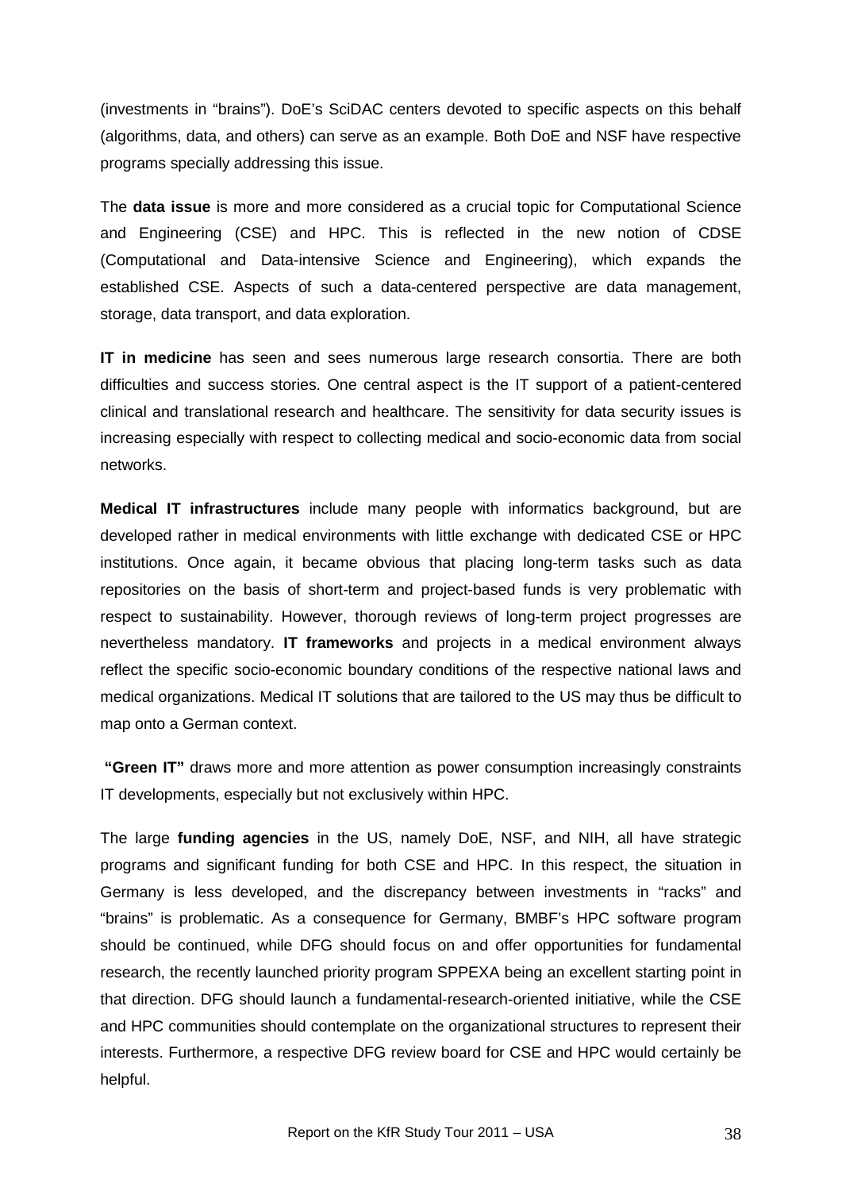(investments in "brains"). DoE's SciDAC centers devoted to specific aspects on this behalf (algorithms, data, and others) can serve as an example. Both DoE and NSF have respective programs specially addressing this issue.

The **data issue** is more and more considered as a crucial topic for Computational Science and Engineering (CSE) and HPC. This is reflected in the new notion of CDSE (Computational and Data-intensive Science and Engineering), which expands the established CSE. Aspects of such a data-centered perspective are data management, storage, data transport, and data exploration.

**IT in medicine** has seen and sees numerous large research consortia. There are both difficulties and success stories. One central aspect is the IT support of a patient-centered clinical and translational research and healthcare. The sensitivity for data security issues is increasing especially with respect to collecting medical and socio-economic data from social networks.

**Medical IT infrastructures** include many people with informatics background, but are developed rather in medical environments with little exchange with dedicated CSE or HPC institutions. Once again, it became obvious that placing long-term tasks such as data repositories on the basis of short-term and project-based funds is very problematic with respect to sustainability. However, thorough reviews of long-term project progresses are nevertheless mandatory. **IT frameworks** and projects in a medical environment always reflect the specific socio-economic boundary conditions of the respective national laws and medical organizations. Medical IT solutions that are tailored to the US may thus be difficult to map onto a German context.

**"Green IT"** draws more and more attention as power consumption increasingly constraints IT developments, especially but not exclusively within HPC.

The large **funding agencies** in the US, namely DoE, NSF, and NIH, all have strategic programs and significant funding for both CSE and HPC. In this respect, the situation in Germany is less developed, and the discrepancy between investments in "racks" and "brains" is problematic. As a consequence for Germany, BMBF's HPC software program should be continued, while DFG should focus on and offer opportunities for fundamental research, the recently launched priority program SPPEXA being an excellent starting point in that direction. DFG should launch a fundamental-research-oriented initiative, while the CSE and HPC communities should contemplate on the organizational structures to represent their interests. Furthermore, a respective DFG review board for CSE and HPC would certainly be helpful.